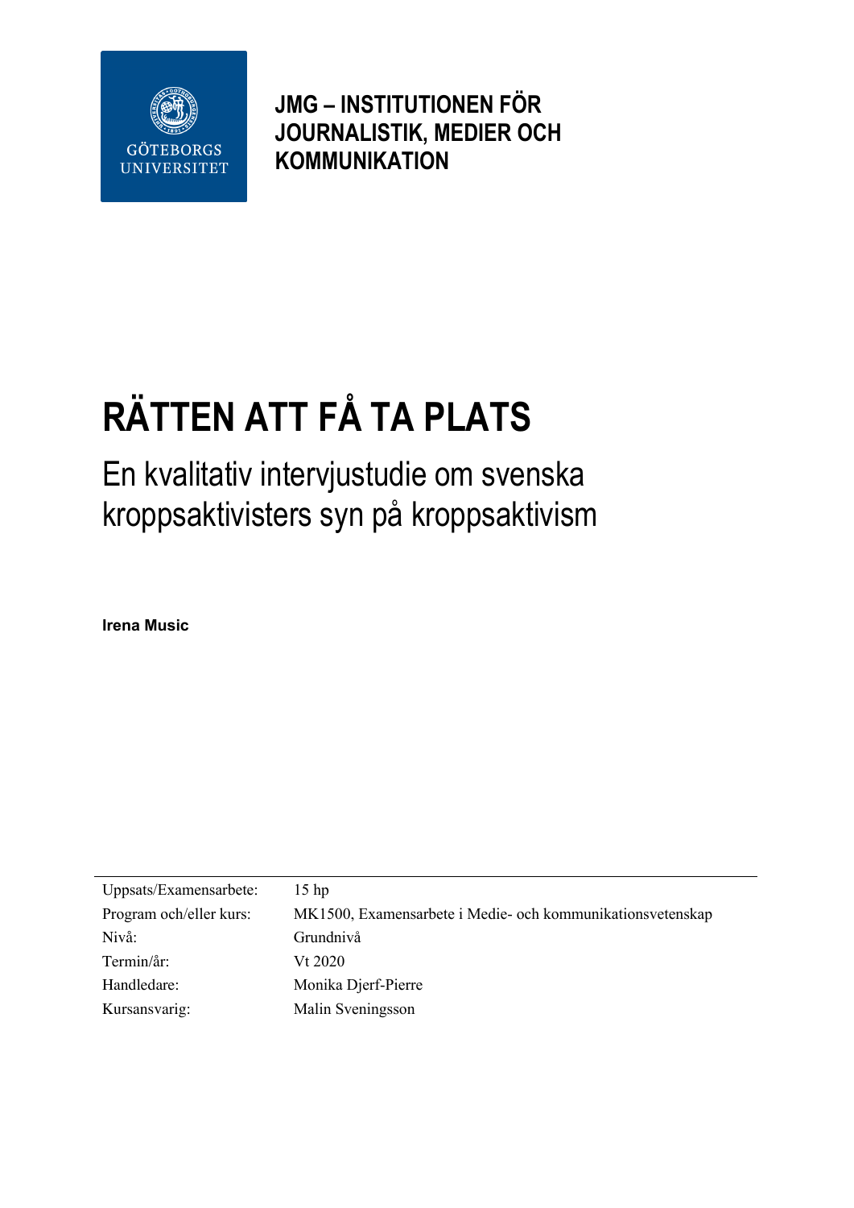GÖTEBORGS UNIVERSITET

**JMG – INSTITUTIONEN FÖR JOURNALISTIK, MEDIER OCH KOMMUNIKATION**

# RÄTTEN ATT FÅ TA PLATS

## En kvalitativ intervjustudie om svenska kroppsaktivisters syn på kroppsaktivism

**Irena Music**

| | |
|---|---|
| Uppsats/Examensarbete: | 15 hp |
| Program och/eller kurs: | MK1500, Examensarbete i Medie- och kommunikationsvetenskap |
| Nivå: | Grundnivå |
| Termin/år: | Vt 2020 |
| Handledare: | Monika Djerf-Pierre |
| Kursansvarig: | Malin Sveningsson |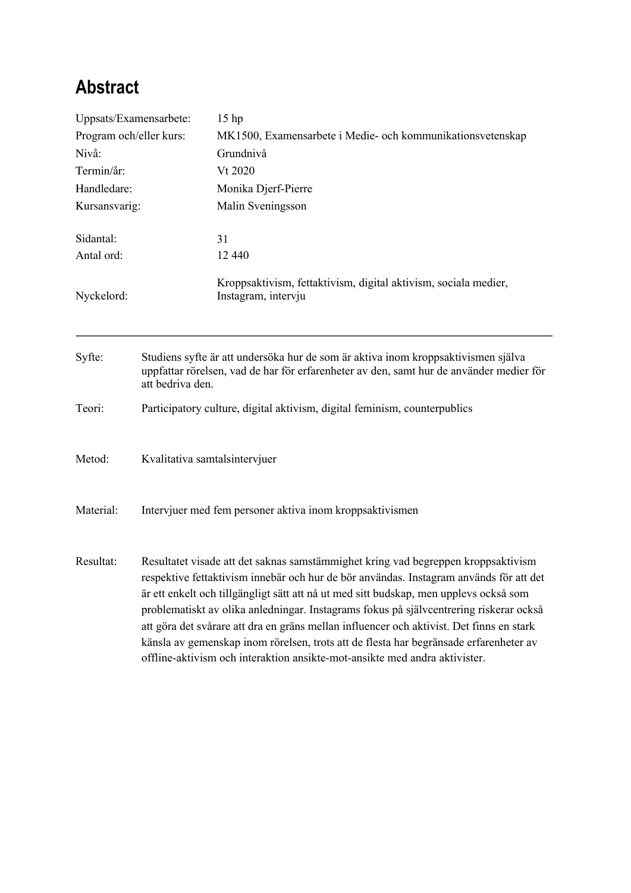# Abstract

| | |
|---|---|
| Uppsats/Examensarbete: | 15 hp |
| Program och/eller kurs: | MK1500, Examensarbete i Medie- och kommunikationsvetenskap |
| Nivå: | Grundnivå |
| Termin/år: | Vt 2020 |
| Handledare: | Monika Djerf-Pierre |
| Kursansvarig: | Malin Sveningsson |
| Sidantal: | 31 |
| Antal ord: | 12 440 |
| Nyckelord: | Kroppsaktivism, fettaktivism, digital aktivism, sociala medier, Instagram, intervju |

---

| | |
|---|---|
| Syfte: | Studiens syfte är att undersöka hur de som är aktiva inom kroppsaktivismen själva uppfattar rörelsen, vad de har för erfarenheter av den, samt hur de använder medier för att bedriva den. |
| Teori: | Participatory culture, digital aktivism, digital feminism, counterpublics |
| Metod: | Kvalitativa samtalsintervjuer |
| Material: | Intervjuer med fem personer aktiva inom kroppsaktivismen |
| Resultat: | Resultatet visade att det saknas samstämmighet kring vad begreppen kroppsaktivism respektive fettaktivism innebär och hur de bör användas. Instagram används för att det är ett enkelt och tillgängligt sätt att nå ut med sitt budskap, men upplevs också som problematiskt av olika anledningar. Instagrams fokus på självcentrering riskerar också att göra det svårare att dra en gräns mellan influencer och aktivist. Det finns en stark känsla av gemenskap inom rörelsen, trots att de flesta har begränsade erfarenheter av offline-aktivism och interaktion ansikte-mot-ansikte med andra aktivister. |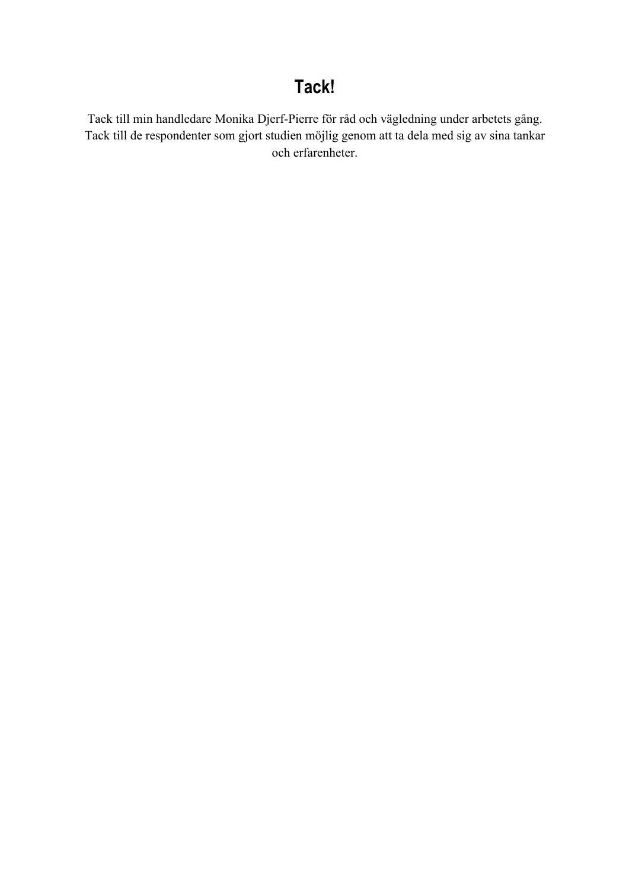# Tack!

Tack till min handledare Monika Djerf-Pierre för råd och vägledning under arbetets gång. Tack till de respondenter som gjort studien möjlig genom att ta dela med sig av sina tankar och erfarenheter.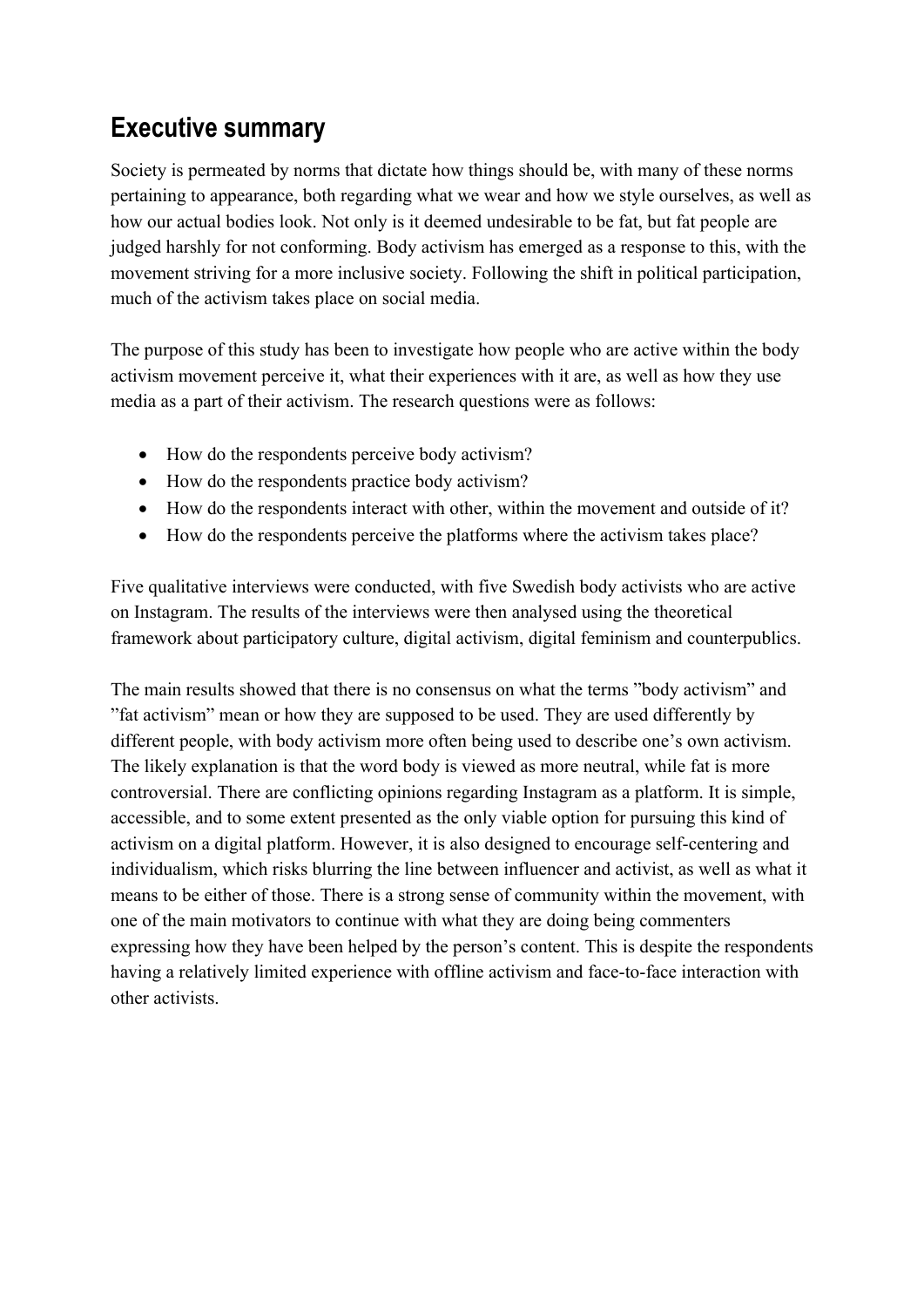## Executive summary

Society is permeated by norms that dictate how things should be, with many of these norms pertaining to appearance, both regarding what we wear and how we style ourselves, as well as how our actual bodies look. Not only is it deemed undesirable to be fat, but fat people are judged harshly for not conforming. Body activism has emerged as a response to this, with the movement striving for a more inclusive society. Following the shift in political participation, much of the activism takes place on social media.

The purpose of this study has been to investigate how people who are active within the body activism movement perceive it, what their experiences with it are, as well as how they use media as a part of their activism. The research questions were as follows:

- How do the respondents perceive body activism?
- How do the respondents practice body activism?
- How do the respondents interact with other, within the movement and outside of it?
- How do the respondents perceive the platforms where the activism takes place?

Five qualitative interviews were conducted, with five Swedish body activists who are active on Instagram. The results of the interviews were then analysed using the theoretical framework about participatory culture, digital activism, digital feminism and counterpublics.

The main results showed that there is no consensus on what the terms ”body activism” and ”fat activism” mean or how they are supposed to be used. They are used differently by different people, with body activism more often being used to describe one's own activism. The likely explanation is that the word body is viewed as more neutral, while fat is more controversial. There are conflicting opinions regarding Instagram as a platform. It is simple, accessible, and to some extent presented as the only viable option for pursuing this kind of activism on a digital platform. However, it is also designed to encourage self-centering and individualism, which risks blurring the line between influencer and activist, as well as what it means to be either of those. There is a strong sense of community within the movement, with one of the main motivators to continue with what they are doing being commenters expressing how they have been helped by the person's content. This is despite the respondents having a relatively limited experience with offline activism and face-to-face interaction with other activists.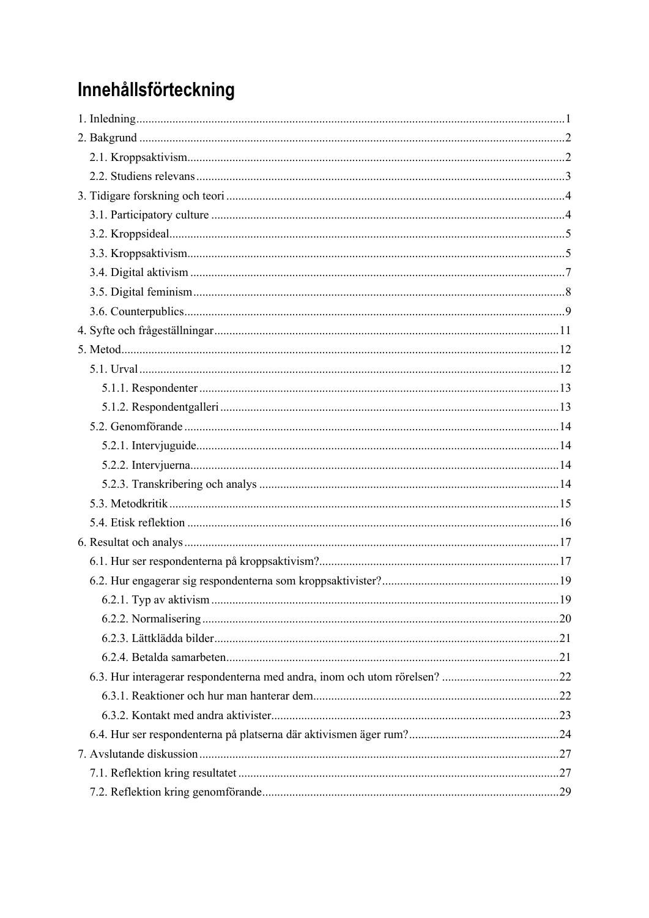# Innehållsförteckning

1. Inledning ... 1
2. Bakgrund ... 2
   - 2.1. Kroppsaktivism ... 2
   - 2.2. Studiens relevans ... 3
3. Tidigare forskning och teori ... 4
   - 3.1. Participatory culture ... 4
   - 3.2. Kroppsideal ... 5
   - 3.3. Kroppsaktivism ... 5
   - 3.4. Digital aktivism ... 7
   - 3.5. Digital feminism ... 8
   - 3.6. Counterpublics ... 9
4. Syfte och frågeställningar ... 11
5. Metod ... 12
   - 5.1. Urval ... 12
     - 5.1.1. Respondenter ... 13
     - 5.1.2. Respondentgalleri ... 13
   - 5.2. Genomförande ... 14
     - 5.2.1. Intervjuguide ... 14
     - 5.2.2. Intervjuerna ... 14
     - 5.2.3. Transkribering och analys ... 14
   - 5.3. Metodkritik ... 15
   - 5.4. Etisk reflektion ... 16
6. Resultat och analys ... 17
   - 6.1. Hur ser respondenterna på kroppsaktivism? ... 17
   - 6.2. Hur engagerar sig respondenterna som kroppsaktivister? ... 19
     - 6.2.1. Typ av aktivism ... 19
     - 6.2.2. Normalisering ... 20
     - 6.2.3. Lättklädda bilder ... 21
     - 6.2.4. Betalda samarbeten ... 21
   - 6.3. Hur interagerar respondenterna med andra, inom och utom rörelsen? ... 22
     - 6.3.1. Reaktioner och hur man hanterar dem ... 22
     - 6.3.2. Kontakt med andra aktivister ... 23
   - 6.4. Hur ser respondenterna på platserna där aktivismen äger rum? ... 24
7. Avslutande diskussion ... 27
   - 7.1. Reflektion kring resultatet ... 27
   - 7.2. Reflektion kring genomförande ... 29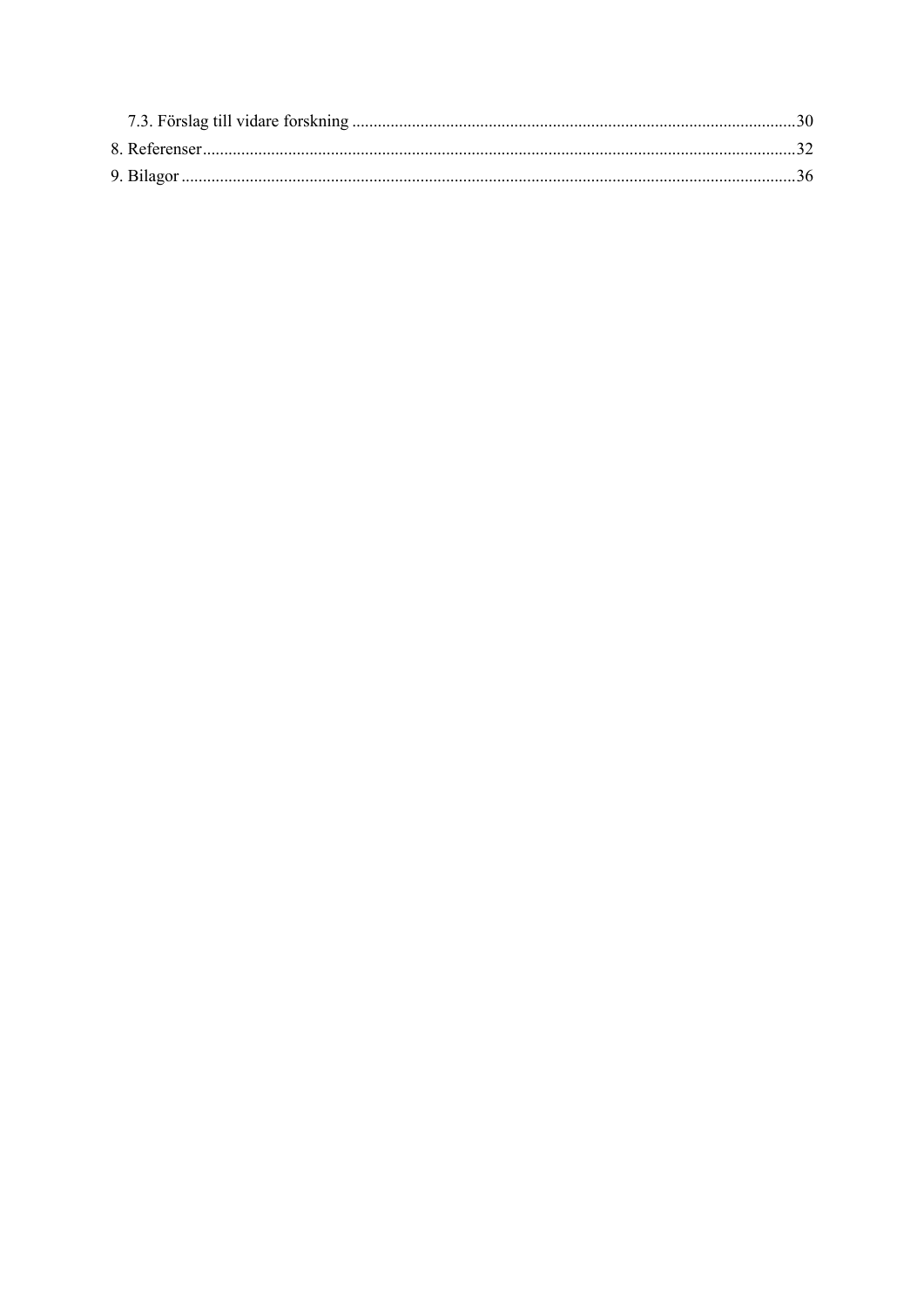7.3. Förslag till vidare forskning ....................................................................................................30

8. Referenser......................................................................................................................................32

9. Bilagor ...........................................................................................................................................36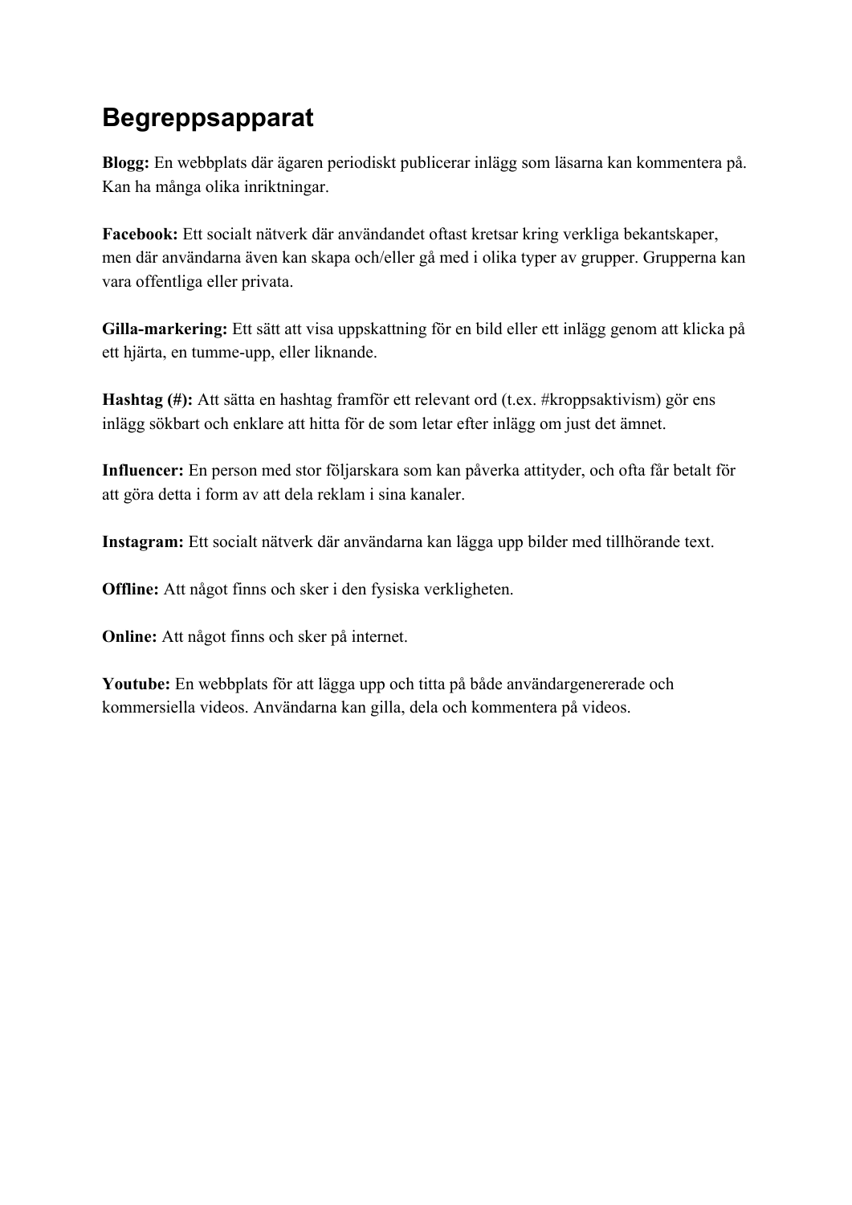# Begreppsapparat

**Blogg:** En webbplats där ägaren periodiskt publicerar inlägg som läsarna kan kommentera på. Kan ha många olika inriktningar.

**Facebook:** Ett socialt nätverk där användandet oftast kretsar kring verkliga bekantskaper, men där användarna även kan skapa och/eller gå med i olika typer av grupper. Grupperna kan vara offentliga eller privata.

**Gilla-markering:** Ett sätt att visa uppskattning för en bild eller ett inlägg genom att klicka på ett hjärta, en tumme-upp, eller liknande.

**Hashtag (#):** Att sätta en hashtag framför ett relevant ord (t.ex. #kroppsaktivism) gör ens inlägg sökbart och enklare att hitta för de som letar efter inlägg om just det ämnet.

**Influencer:** En person med stor följarskara som kan påverka attityder, och ofta får betalt för att göra detta i form av att dela reklam i sina kanaler.

**Instagram:** Ett socialt nätverk där användarna kan lägga upp bilder med tillhörande text.

**Offline:** Att något finns och sker i den fysiska verkligheten.

**Online:** Att något finns och sker på internet.

**Youtube:** En webbplats för att lägga upp och titta på både användargenererade och kommersiella videos. Användarna kan gilla, dela och kommentera på videos.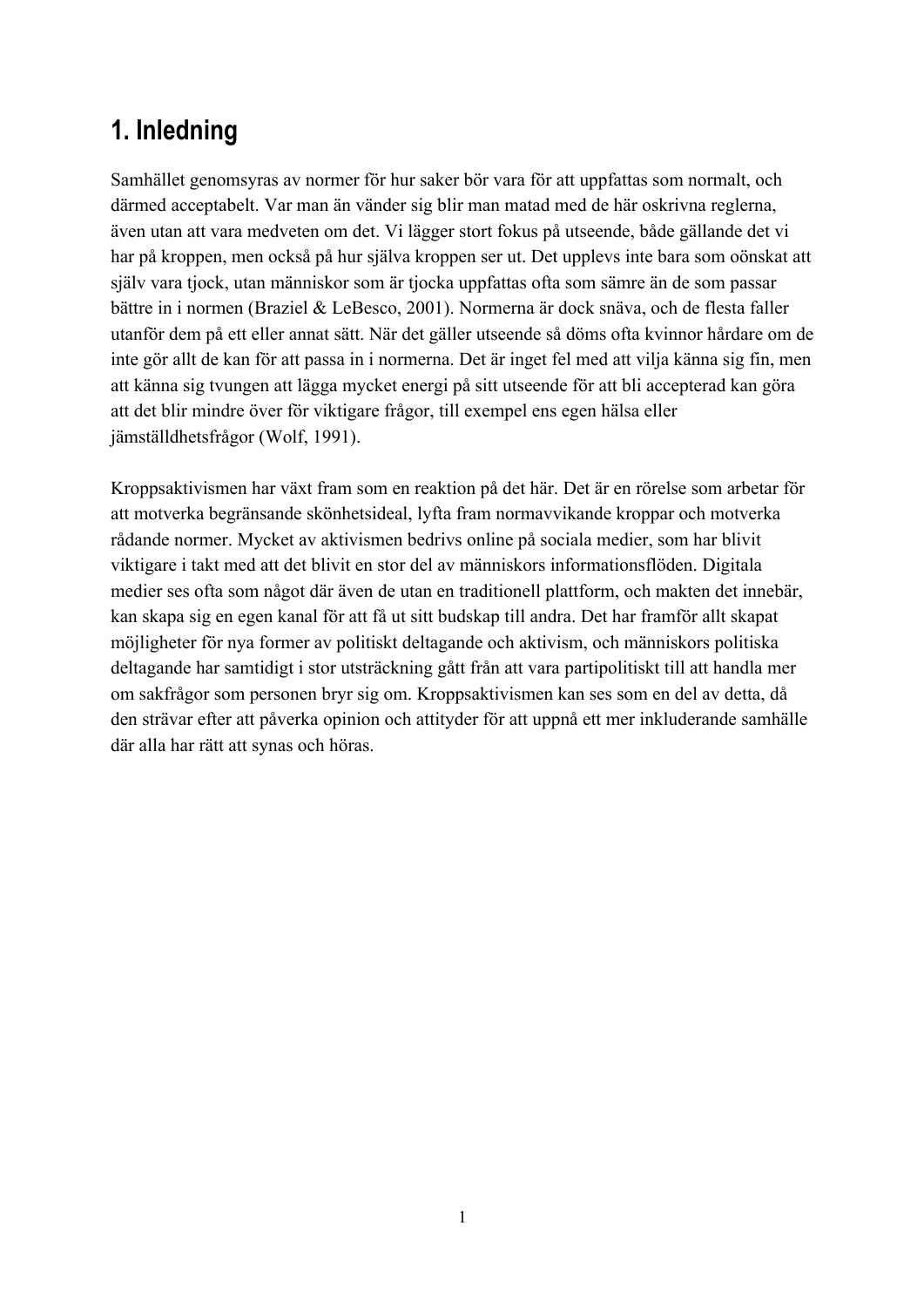# 1. Inledning

Samhället genomsyras av normer för hur saker bör vara för att uppfattas som normalt, och därmed acceptabelt. Var man än vänder sig blir man matad med de här oskrivna reglerna, även utan att vara medveten om det. Vi lägger stort fokus på utseende, både gällande det vi har på kroppen, men också på hur själva kroppen ser ut. Det upplevs inte bara som oönskat att själv vara tjock, utan människor som är tjocka uppfattas ofta som sämre än de som passar bättre in i normen (Braziel & LeBesco, 2001). Normerna är dock snäva, och de flesta faller utanför dem på ett eller annat sätt. När det gäller utseende så döms ofta kvinnor hårdare om de inte gör allt de kan för att passa in i normerna. Det är inget fel med att vilja känna sig fin, men att känna sig tvungen att lägga mycket energi på sitt utseende för att bli accepterad kan göra att det blir mindre över för viktigare frågor, till exempel ens egen hälsa eller jämställdhetsfrågor (Wolf, 1991).

Kroppsaktivismen har växt fram som en reaktion på det här. Det är en rörelse som arbetar för att motverka begränsande skönhetsideal, lyfta fram normavvikande kroppar och motverka rådande normer. Mycket av aktivismen bedrivs online på sociala medier, som har blivit viktigare i takt med att det blivit en stor del av människors informationsflöden. Digitala medier ses ofta som något där även de utan en traditionell plattform, och makten det innebär, kan skapa sig en egen kanal för att få ut sitt budskap till andra. Det har framför allt skapat möjligheter för nya former av politiskt deltagande och aktivism, och människors politiska deltagande har samtidigt i stor utsträckning gått från att vara partipolitiskt till att handla mer om sakfrågor som personen bryr sig om. Kroppsaktivismen kan ses som en del av detta, då den strävar efter att påverka opinion och attityder för att uppnå ett mer inkluderande samhälle där alla har rätt att synas och höras.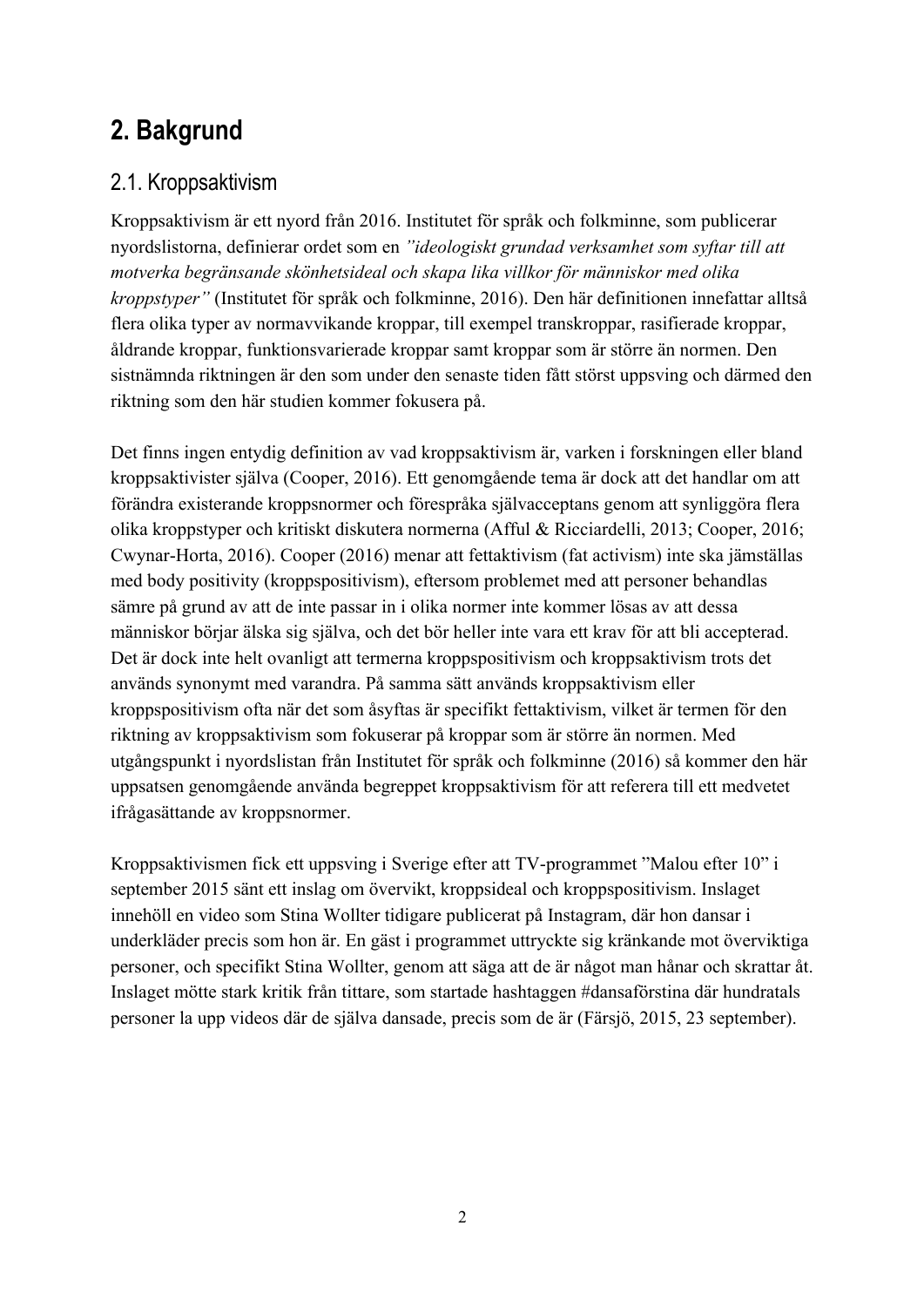## 2. Bakgrund

### 2.1. Kroppsaktivism

Kroppsaktivism är ett nyord från 2016. Institutet för språk och folkminne, som publicerar nyordslistorna, definierar ordet som en *"ideologiskt grundad verksamhet som syftar till att motverka begränsande skönhetsideal och skapa lika villkor för människor med olika kroppstyper"* (Institutet för språk och folkminne, 2016). Den här definitionen innefattar alltså flera olika typer av normavvikande kroppar, till exempel transkroppar, rasifierade kroppar, åldrande kroppar, funktionsvarierade kroppar samt kroppar som är större än normen. Den sistnämnda riktningen är den som under den senaste tiden fått störst uppsving och därmed den riktning som den här studien kommer fokusera på.

Det finns ingen entydig definition av vad kroppsaktivism är, varken i forskningen eller bland kroppsaktivister själva (Cooper, 2016). Ett genomgående tema är dock att det handlar om att förändra existerande kroppsnormer och förespråka självacceptans genom att synliggöra flera olika kroppstyper och kritiskt diskutera normerna (Afful & Ricciardelli, 2013; Cooper, 2016; Cwynar-Horta, 2016). Cooper (2016) menar att fettaktivism (fat activism) inte ska jämställas med body positivity (kroppspositivism), eftersom problemet med att personer behandlas sämre på grund av att de inte passar in i olika normer inte kommer lösas av att dessa människor börjar älska sig själva, och det bör heller inte vara ett krav för att bli accepterad. Det är dock inte helt ovanligt att termerna kroppspositivism och kroppsaktivism trots det används synonymt med varandra. På samma sätt används kroppsaktivism eller kroppspositivism ofta när det som åsyftas är specifikt fettaktivism, vilket är termen för den riktning av kroppsaktivism som fokuserar på kroppar som är större än normen. Med utgångspunkt i nyordslistan från Institutet för språk och folkminne (2016) så kommer den här uppsatsen genomgående använda begreppet kroppsaktivism för att referera till ett medvetet ifrågasättande av kroppsnormer.

Kroppsaktivismen fick ett uppsving i Sverige efter att TV-programmet "Malou efter 10" i september 2015 sänt ett inslag om övervikt, kroppsideal och kroppspositivism. Inslaget innehöll en video som Stina Wollter tidigare publicerat på Instagram, där hon dansar i underkläder precis som hon är. En gäst i programmet uttryckte sig kränkande mot överviktiga personer, och specifikt Stina Wollter, genom att säga att de är något man hånar och skrattar åt. Inslaget mötte stark kritik från tittare, som startade hashtaggen #dansaförstina där hundratals personer la upp videos där de själva dansade, precis som de är (Färsjö, 2015, 23 september).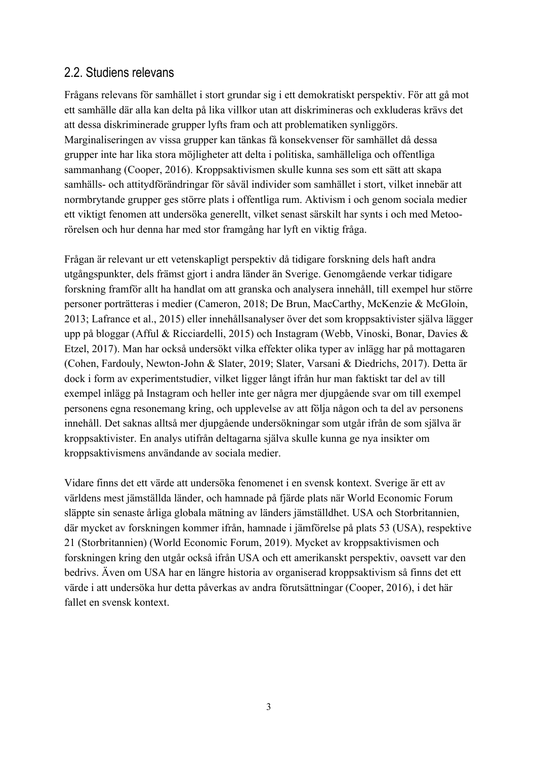## 2.2. Studiens relevans

Frågans relevans för samhället i stort grundar sig i ett demokratiskt perspektiv. För att gå mot ett samhälle där alla kan delta på lika villkor utan att diskrimineras och exkluderas krävs det att dessa diskriminerade grupper lyfts fram och att problematiken synliggörs. Marginaliseringen av vissa grupper kan tänkas få konsekvenser för samhället då dessa grupper inte har lika stora möjligheter att delta i politiska, samhälleliga och offentliga sammanhang (Cooper, 2016). Kroppsaktivismen skulle kunna ses som ett sätt att skapa samhälls- och attitydförändringar för såväl individer som samhället i stort, vilket innebär att normbrytande grupper ges större plats i offentliga rum. Aktivism i och genom sociala medier ett viktigt fenomen att undersöka generellt, vilket senast särskilt har synts i och med Metoo-rörelsen och hur denna har med stor framgång har lyft en viktig fråga.

Frågan är relevant ur ett vetenskapligt perspektiv då tidigare forskning dels haft andra utgångspunkter, dels främst gjort i andra länder än Sverige. Genomgående verkar tidigare forskning framför allt ha handlat om att granska och analysera innehåll, till exempel hur större personer porträtteras i medier (Cameron, 2018; De Brun, MacCarthy, McKenzie & McGloin, 2013; Lafrance et al., 2015) eller innehållsanalyser över det som kroppsaktivister själva lägger upp på bloggar (Afful & Ricciardelli, 2015) och Instagram (Webb, Vinoski, Bonar, Davies & Etzel, 2017). Man har också undersökt vilka effekter olika typer av inlägg har på mottagaren (Cohen, Fardouly, Newton-John & Slater, 2019; Slater, Varsani & Diedrichs, 2017). Detta är dock i form av experimentstudier, vilket ligger långt ifrån hur man faktiskt tar del av till exempel inlägg på Instagram och heller inte ger några mer djupgående svar om till exempel personens egna resonemang kring, och upplevelse av att följa någon och ta del av personens innehåll. Det saknas alltså mer djupgående undersökningar som utgår ifrån de som själva är kroppsaktivister. En analys utifrån deltagarna själva skulle kunna ge nya insikter om kroppsaktivismens användande av sociala medier.

Vidare finns det ett värde att undersöka fenomenet i en svensk kontext. Sverige är ett av världens mest jämställda länder, och hamnade på fjärde plats när World Economic Forum släppte sin senaste årliga globala mätning av länders jämställdhet. USA och Storbritannien, där mycket av forskningen kommer ifrån, hamnade i jämförelse på plats 53 (USA), respektive 21 (Storbritannien) (World Economic Forum, 2019). Mycket av kroppsaktivismen och forskningen kring den utgår också ifrån USA och ett amerikanskt perspektiv, oavsett var den bedrivs. Även om USA har en längre historia av organiserad kroppsaktivism så finns det ett värde i att undersöka hur detta påverkas av andra förutsättningar (Cooper, 2016), i det här fallet en svensk kontext.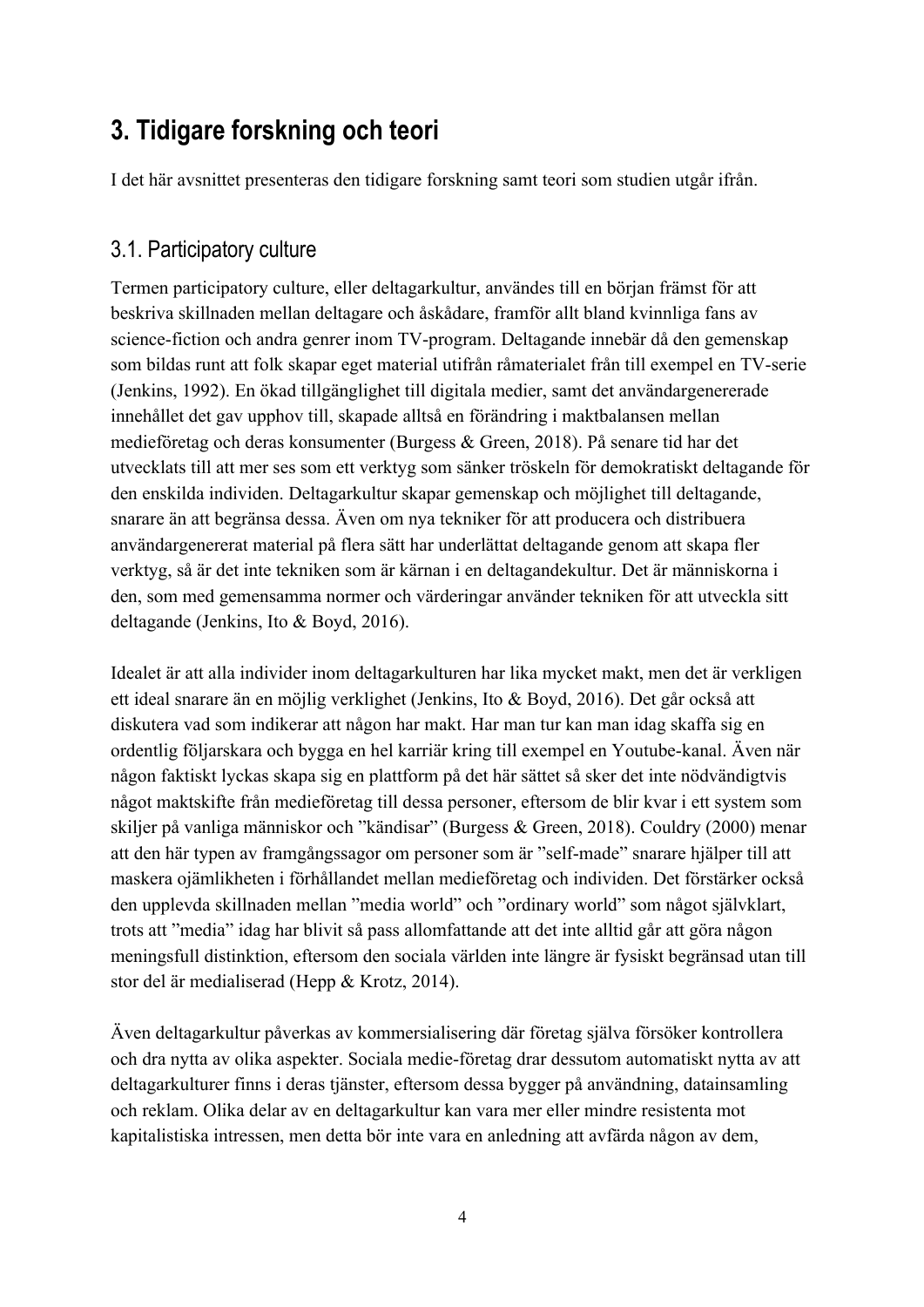# 3. Tidigare forskning och teori

I det här avsnittet presenteras den tidigare forskning samt teori som studien utgår ifrån.

## 3.1. Participatory culture

Termen participatory culture, eller deltagarkultur, användes till en början främst för att beskriva skillnaden mellan deltagare och åskådare, framför allt bland kvinnliga fans av science-fiction och andra genrer inom TV-program. Deltagande innebär då den gemenskap som bildas runt att folk skapar eget material utifrån råmaterialet från till exempel en TV-serie (Jenkins, 1992). En ökad tillgänglighet till digitala medier, samt det användargenererade innehållet det gav upphov till, skapade alltså en förändring i maktbalansen mellan medieföretag och deras konsumenter (Burgess & Green, 2018). På senare tid har det utvecklats till att mer ses som ett verktyg som sänker tröskeln för demokratiskt deltagande för den enskilda individen. Deltagarkultur skapar gemenskap och möjlighet till deltagande, snarare än att begränsa dessa. Även om nya tekniker för att producera och distribuera användargenererat material på flera sätt har underlättat deltagande genom att skapa fler verktyg, så är det inte tekniken som är kärnan i en deltagandekultur. Det är människorna i den, som med gemensamma normer och värderingar använder tekniken för att utveckla sitt deltagande (Jenkins, Ito & Boyd, 2016).

Idealet är att alla individer inom deltagarkulturen har lika mycket makt, men det är verkligen ett ideal snarare än en möjlig verklighet (Jenkins, Ito & Boyd, 2016). Det går också att diskutera vad som indikerar att någon har makt. Har man tur kan man idag skaffa sig en ordentlig följarskara och bygga en hel karriär kring till exempel en Youtube-kanal. Även när någon faktiskt lyckas skapa sig en plattform på det här sättet så sker det inte nödvändigtvis något maktskifte från medieföretag till dessa personer, eftersom de blir kvar i ett system som skiljer på vanliga människor och ”kändisar” (Burgess & Green, 2018). Couldry (2000) menar att den här typen av framgångssagor om personer som är ”self-made” snarare hjälper till att maskera ojämlikheten i förhållandet mellan medieföretag och individen. Det förstärker också den upplevda skillnaden mellan ”media world” och ”ordinary world” som något självklart, trots att ”media” idag har blivit så pass allomfattande att det inte alltid går att göra någon meningsfull distinktion, eftersom den sociala världen inte längre är fysiskt begränsad utan till stor del är medialiserad (Hepp & Krotz, 2014).

Även deltagarkultur påverkas av kommersialisering där företag själva försöker kontrollera och dra nytta av olika aspekter. Sociala medie-företag drar dessutom automatiskt nytta av att deltagarkulturer finns i deras tjänster, eftersom dessa bygger på användning, datainsamling och reklam. Olika delar av en deltagarkultur kan vara mer eller mindre resistenta mot kapitalistiska intressen, men detta bör inte vara en anledning att avfärda någon av dem,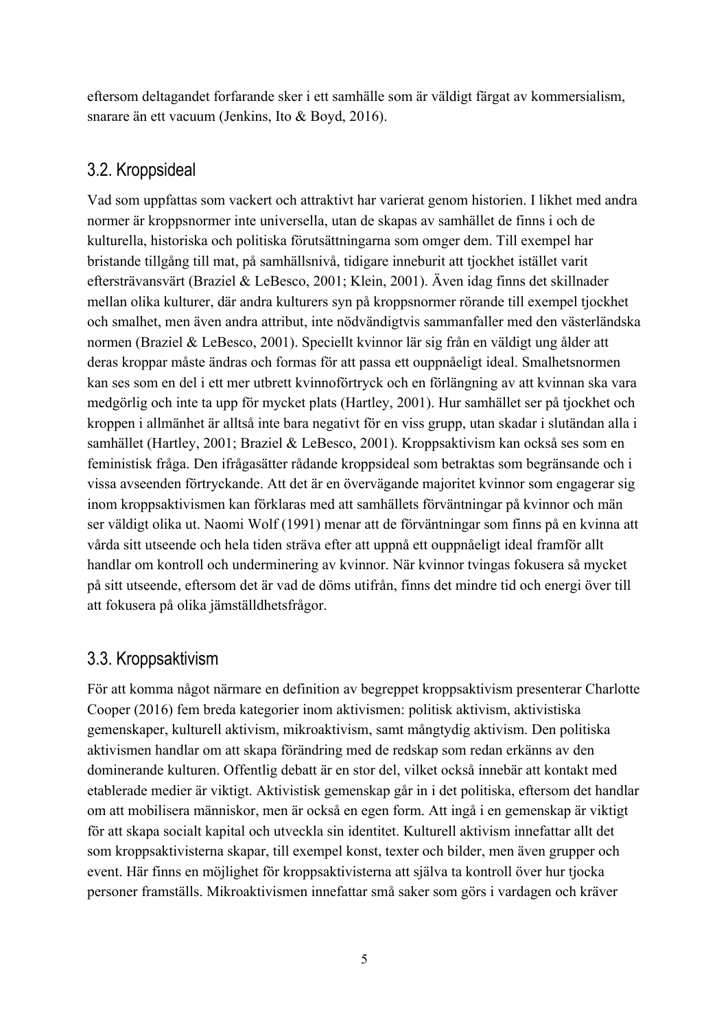eftersom deltagandet forfarande sker i ett samhälle som är väldigt färgat av kommersialism, snarare än ett vacuum (Jenkins, Ito & Boyd, 2016).

## 3.2. Kroppsideal

Vad som uppfattas som vackert och attraktivt har varierat genom historien. I likhet med andra normer är kroppsnormer inte universella, utan de skapas av samhället de finns i och de kulturella, historiska och politiska förutsättningarna som omger dem. Till exempel har bristande tillgång till mat, på samhällsnivå, tidigare inneburit att tjockhet istället varit eftersträvansvärt (Braziel & LeBesco, 2001; Klein, 2001). Även idag finns det skillnader mellan olika kulturer, där andra kulturers syn på kroppsnormer rörande till exempel tjockhet och smalhet, men även andra attribut, inte nödvändigtvis sammanfaller med den västerländska normen (Braziel & LeBesco, 2001). Speciellt kvinnor lär sig från en väldigt ung ålder att deras kroppar måste ändras och formas för att passa ett ouppnåeligt ideal. Smalhetsnormen kan ses som en del i ett mer utbrett kvinnoförtryck och en förlängning av att kvinnan ska vara medgörlig och inte ta upp för mycket plats (Hartley, 2001). Hur samhället ser på tjockhet och kroppen i allmänhet är alltså inte bara negativt för en viss grupp, utan skadar i slutändan alla i samhället (Hartley, 2001; Braziel & LeBesco, 2001). Kroppsaktivism kan också ses som en feministisk fråga. Den ifrågasätter rådande kroppsideal som betraktas som begränsande och i vissa avseenden förtryckande. Att det är en övervägande majoritet kvinnor som engagerar sig inom kroppsaktivismen kan förklaras med att samhällets förväntningar på kvinnor och män ser väldigt olika ut. Naomi Wolf (1991) menar att de förväntningar som finns på en kvinna att vårda sitt utseende och hela tiden sträva efter att uppnå ett ouppnåeligt ideal framför allt handlar om kontroll och underminering av kvinnor. När kvinnor tvingas fokusera så mycket på sitt utseende, eftersom det är vad de döms utifrån, finns det mindre tid och energi över till att fokusera på olika jämställdhetsfrågor.

## 3.3. Kroppsaktivism

För att komma något närmare en definition av begreppet kroppsaktivism presenterar Charlotte Cooper (2016) fem breda kategorier inom aktivismen: politisk aktivism, aktivistiska gemenskaper, kulturell aktivism, mikroaktivism, samt mångtydig aktivism. Den politiska aktivismen handlar om att skapa förändring med de redskap som redan erkänns av den dominerande kulturen. Offentlig debatt är en stor del, vilket också innebär att kontakt med etablerade medier är viktigt. Aktivistisk gemenskap går in i det politiska, eftersom det handlar om att mobilisera människor, men är också en egen form. Att ingå i en gemenskap är viktigt för att skapa socialt kapital och utveckla sin identitet. Kulturell aktivism innefattar allt det som kroppsaktivisterna skapar, till exempel konst, texter och bilder, men även grupper och event. Här finns en möjlighet för kroppsaktivisterna att själva ta kontroll över hur tjocka personer framställs. Mikroaktivismen innefattar små saker som görs i vardagen och kräver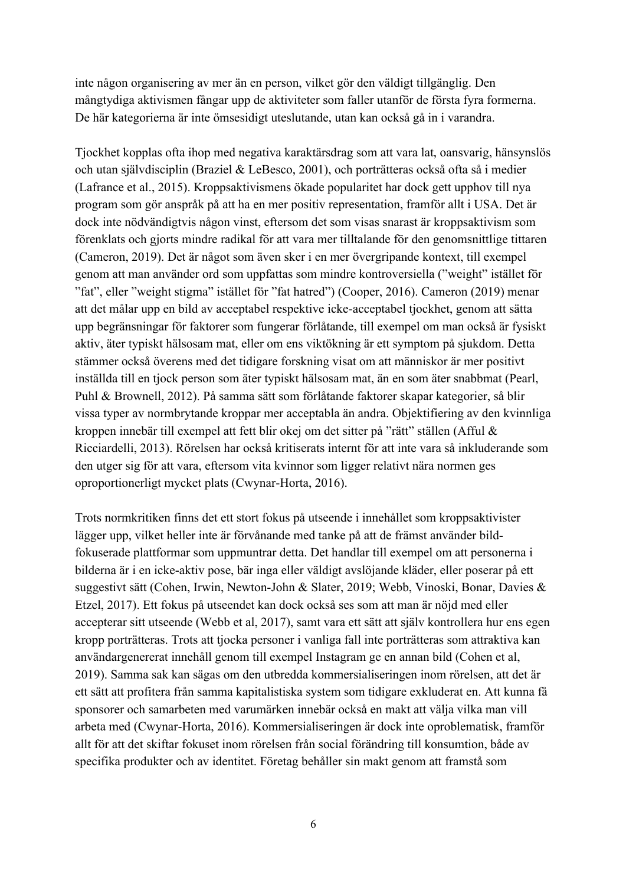inte någon organisering av mer än en person, vilket gör den väldigt tillgänglig. Den mångtydiga aktivismen fångar upp de aktiviteter som faller utanför de första fyra formerna. De här kategorierna är inte ömsesidigt uteslutande, utan kan också gå in i varandra.

Tjockhet kopplas ofta ihop med negativa karaktärsdrag som att vara lat, oansvarig, hänsynslös och utan självdisciplin (Braziel & LeBesco, 2001), och porträtteras också ofta så i medier (Lafrance et al., 2015). Kroppsaktivismens ökade popularitet har dock gett upphov till nya program som gör anspråk på att ha en mer positiv representation, framför allt i USA. Det är dock inte nödvändigtvis någon vinst, eftersom det som visas snarast är kroppsaktivism som förenklats och gjorts mindre radikal för att vara mer tilltalande för den genomsnittlige tittaren (Cameron, 2019). Det är något som även sker i en mer övergripande kontext, till exempel genom att man använder ord som uppfattas som mindre kontroversiella (”weight” istället för ”fat”, eller ”weight stigma” istället för ”fat hatred”) (Cooper, 2016). Cameron (2019) menar att det målar upp en bild av acceptabel respektive icke-acceptabel tjockhet, genom att sätta upp begränsningar för faktorer som fungerar förlåtande, till exempel om man också är fysiskt aktiv, äter typiskt hälsosam mat, eller om ens viktökning är ett symptom på sjukdom. Detta stämmer också överens med det tidigare forskning visat om att människor är mer positivt inställda till en tjock person som äter typiskt hälsosam mat, än en som äter snabbmat (Pearl, Puhl & Brownell, 2012). På samma sätt som förlåtande faktorer skapar kategorier, så blir vissa typer av normbrytande kroppar mer acceptabla än andra. Objektifiering av den kvinnliga kroppen innebär till exempel att fett blir okej om det sitter på ”rätt” ställen (Afful & Ricciardelli, 2013). Rörelsen har också kritiserats internt för att inte vara så inkluderande som den utger sig för att vara, eftersom vita kvinnor som ligger relativt nära normen ges oproportionerligt mycket plats (Cwynar-Horta, 2016).

Trots normkritiken finns det ett stort fokus på utseende i innehållet som kroppsaktivister lägger upp, vilket heller inte är förvånande med tanke på att de främst använder bild-fokuserade plattformar som uppmuntrar detta. Det handlar till exempel om att personerna i bilderna är i en icke-aktiv pose, bär inga eller väldigt avslöjande kläder, eller poserar på ett suggestivt sätt (Cohen, Irwin, Newton-John & Slater, 2019; Webb, Vinoski, Bonar, Davies & Etzel, 2017). Ett fokus på utseendet kan dock också ses som att man är nöjd med eller accepterar sitt utseende (Webb et al, 2017), samt vara ett sätt att själv kontrollera hur ens egen kropp porträtteras. Trots att tjocka personer i vanliga fall inte porträtteras som attraktiva kan användargenererat innehåll genom till exempel Instagram ge en annan bild (Cohen et al, 2019). Samma sak kan sägas om den utbredda kommersialiseringen inom rörelsen, att det är ett sätt att profitera från samma kapitalistiska system som tidigare exkluderat en. Att kunna få sponsorer och samarbeten med varumärken innebär också en makt att välja vilka man vill arbeta med (Cwynar-Horta, 2016). Kommersialiseringen är dock inte oproblematisk, framför allt för att det skiftar fokuset inom rörelsen från social förändring till konsumtion, både av specifika produkter och av identitet. Företag behåller sin makt genom att framstå som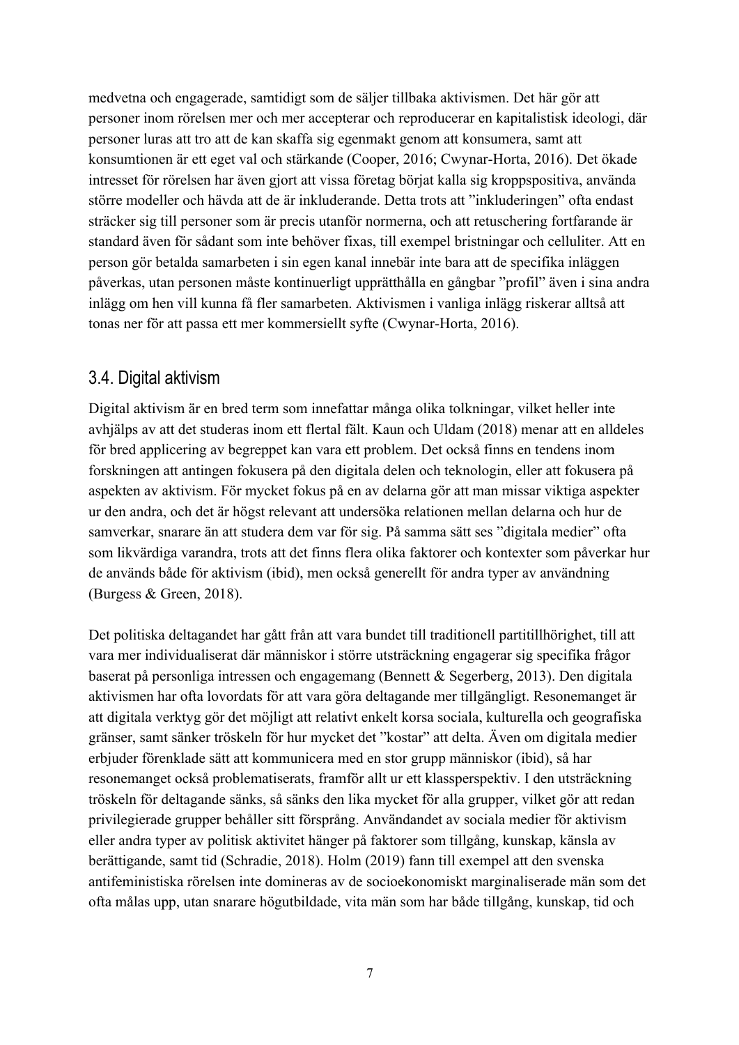medvetna och engagerade, samtidigt som de säljer tillbaka aktivismen. Det här gör att personer inom rörelsen mer och mer accepterar och reproducerar en kapitalistisk ideologi, där personer luras att tro att de kan skaffa sig egenmakt genom att konsumera, samt att konsumtionen är ett eget val och stärkande (Cooper, 2016; Cwynar-Horta, 2016). Det ökade intresset för rörelsen har även gjort att vissa företag börjat kalla sig kroppspositiva, använda större modeller och hävda att de är inkluderande. Detta trots att ”inkluderingen” ofta endast sträcker sig till personer som är precis utanför normerna, och att retuschering fortfarande är standard även för sådant som inte behöver fixas, till exempel bristningar och celluliter. Att en person gör betalda samarbeten i sin egen kanal innebär inte bara att de specifika inläggen påverkas, utan personen måste kontinuerligt upprätthålla en gångbar ”profil” även i sina andra inlägg om hen vill kunna få fler samarbeten. Aktivismen i vanliga inlägg riskerar alltså att tonas ner för att passa ett mer kommersiellt syfte (Cwynar-Horta, 2016).

## 3.4. Digital aktivism

Digital aktivism är en bred term som innefattar många olika tolkningar, vilket heller inte avhjälps av att det studeras inom ett flertal fält. Kaun och Uldam (2018) menar att en alldeles för bred applicering av begreppet kan vara ett problem. Det också finns en tendens inom forskningen att antingen fokusera på den digitala delen och teknologin, eller att fokusera på aspekten av aktivism. För mycket fokus på en av delarna gör att man missar viktiga aspekter ur den andra, och det är högst relevant att undersöka relationen mellan delarna och hur de samverkar, snarare än att studera dem var för sig. På samma sätt ses ”digitala medier” ofta som likvärdiga varandra, trots att det finns flera olika faktorer och kontexter som påverkar hur de används både för aktivism (ibid), men också generellt för andra typer av användning (Burgess & Green, 2018).

Det politiska deltagandet har gått från att vara bundet till traditionell partitillhörighet, till att vara mer individualiserat där människor i större utsträckning engagerar sig specifika frågor baserat på personliga intressen och engagemang (Bennett & Segerberg, 2013). Den digitala aktivismen har ofta lovordats för att vara göra deltagande mer tillgängligt. Resonemanget är att digitala verktyg gör det möjligt att relativt enkelt korsa sociala, kulturella och geografiska gränser, samt sänker tröskeln för hur mycket det ”kostar” att delta. Även om digitala medier erbjuder förenklade sätt att kommunicera med en stor grupp människor (ibid), så har resonemanget också problematiserats, framför allt ur ett klassperspektiv. I den utsträckning tröskeln för deltagande sänks, så sänks den lika mycket för alla grupper, vilket gör att redan privilegierade grupper behåller sitt försprång. Användandet av sociala medier för aktivism eller andra typer av politisk aktivitet hänger på faktorer som tillgång, kunskap, känsla av berättigande, samt tid (Schradie, 2018). Holm (2019) fann till exempel att den svenska antifeministiska rörelsen inte domineras av de socioekonomiskt marginaliserade män som det ofta målas upp, utan snarare högutbildade, vita män som har både tillgång, kunskap, tid och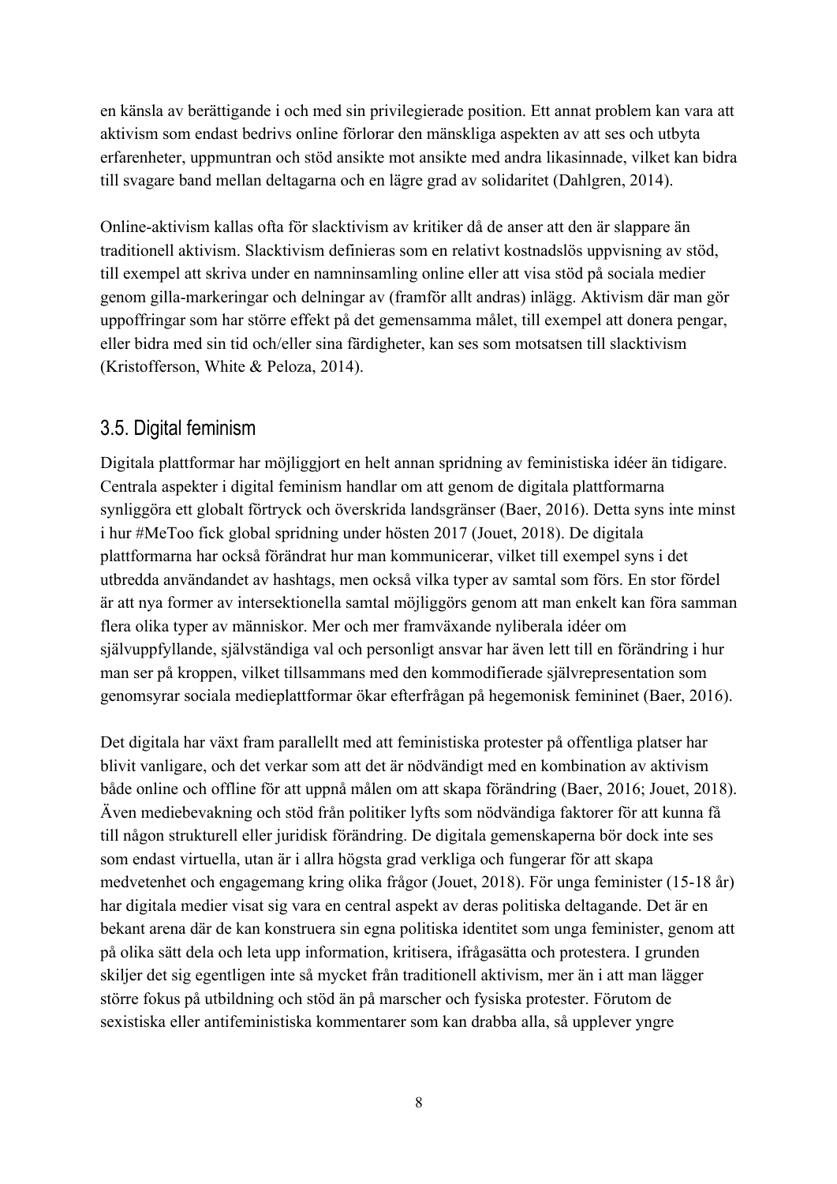en känsla av berättigande i och med sin privilegierade position. Ett annat problem kan vara att aktivism som endast bedrivs online förlorar den mänskliga aspekten av att ses och utbyta erfarenheter, uppmuntran och stöd ansikte mot ansikte med andra likasinnade, vilket kan bidra till svagare band mellan deltagarna och en lägre grad av solidaritet (Dahlgren, 2014).

Online-aktivism kallas ofta för slacktivism av kritiker då de anser att den är slappare än traditionell aktivism. Slacktivism definieras som en relativt kostnadslös uppvisning av stöd, till exempel att skriva under en namninsamling online eller att visa stöd på sociala medier genom gilla-markeringar och delningar av (framför allt andras) inlägg. Aktivism där man gör uppoffringar som har större effekt på det gemensamma målet, till exempel att donera pengar, eller bidra med sin tid och/eller sina färdigheter, kan ses som motsatsen till slacktivism (Kristofferson, White & Peloza, 2014).

## 3.5. Digital feminism

Digitala plattformar har möjliggjort en helt annan spridning av feministiska idéer än tidigare. Centrala aspekter i digital feminism handlar om att genom de digitala plattformarna synliggöra ett globalt förtryck och överskrida landsgränser (Baer, 2016). Detta syns inte minst i hur #MeToo fick global spridning under hösten 2017 (Jouet, 2018). De digitala plattformarna har också förändrat hur man kommunicerar, vilket till exempel syns i det utbredda användandet av hashtags, men också vilka typer av samtal som förs. En stor fördel är att nya former av intersektionella samtal möjliggörs genom att man enkelt kan föra samman flera olika typer av människor. Mer och mer framväxande nyliberala idéer om självuppfyllande, självständiga val och personligt ansvar har även lett till en förändring i hur man ser på kroppen, vilket tillsammans med den kommodifierade självrepresentation som genomsyrar sociala medieplattformar ökar efterfrågan på hegemonisk femininet (Baer, 2016).

Det digitala har växt fram parallellt med att feministiska protester på offentliga platser har blivit vanligare, och det verkar som att det är nödvändigt med en kombination av aktivism både online och offline för att uppnå målen om att skapa förändring (Baer, 2016; Jouet, 2018). Även mediebevakning och stöd från politiker lyfts som nödvändiga faktorer för att kunna få till någon strukturell eller juridisk förändring. De digitala gemenskaperna bör dock inte ses som endast virtuella, utan är i allra högsta grad verkliga och fungerar för att skapa medvetenhet och engagemang kring olika frågor (Jouet, 2018). För unga feminister (15-18 år) har digitala medier visat sig vara en central aspekt av deras politiska deltagande. Det är en bekant arena där de kan konstruera sin egna politiska identitet som unga feminister, genom att på olika sätt dela och leta upp information, kritisera, ifrågasätta och protestera. I grunden skiljer det sig egentligen inte så mycket från traditionell aktivism, mer än i att man lägger större fokus på utbildning och stöd än på marscher och fysiska protester. Förutom de sexistiska eller antifeministiska kommentarer som kan drabba alla, så upplever yngre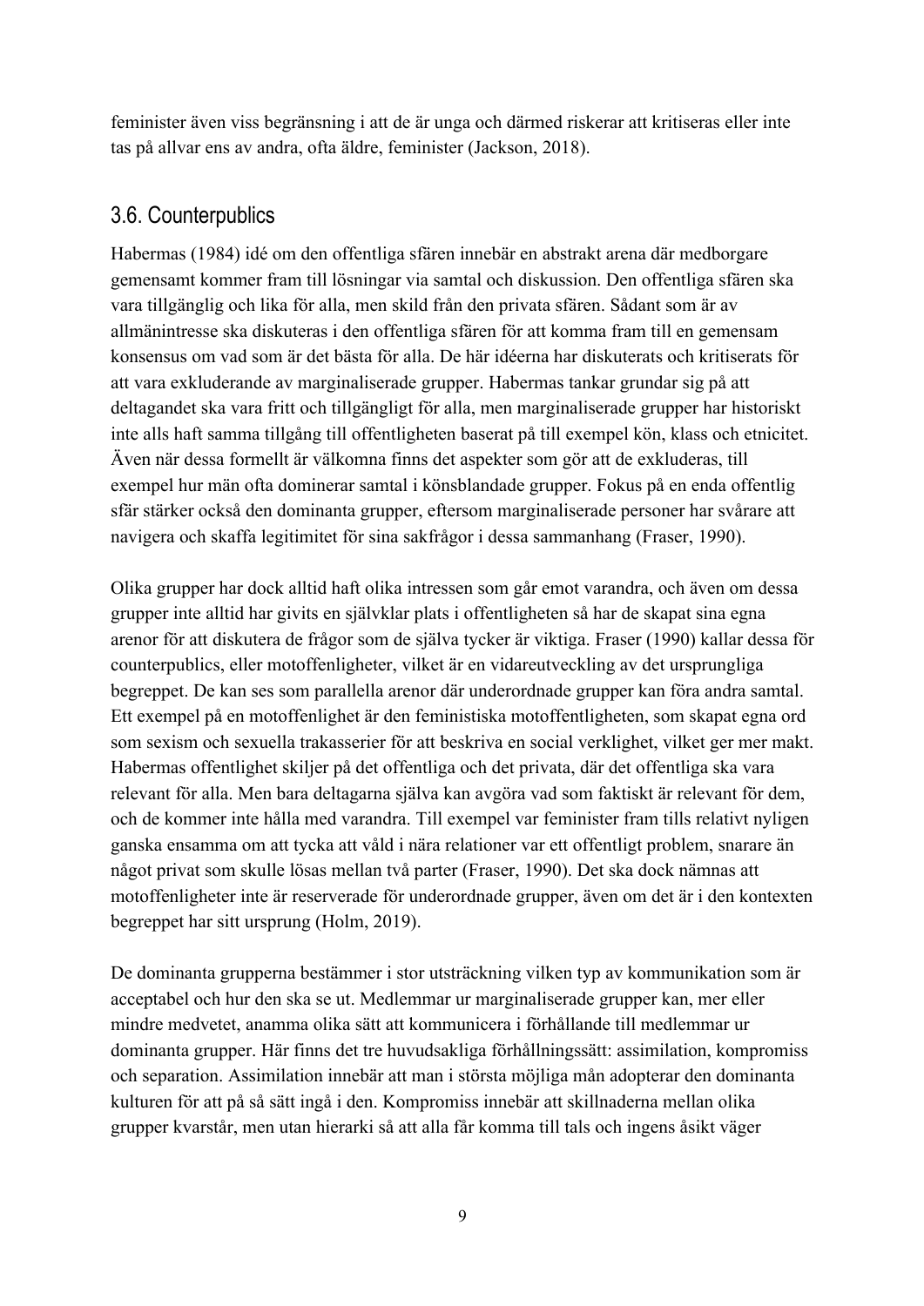feminister även viss begränsning i att de är unga och därmed riskerar att kritiseras eller inte tas på allvar ens av andra, ofta äldre, feminister (Jackson, 2018).

## 3.6. Counterpublics

Habermas (1984) idé om den offentliga sfären innebär en abstrakt arena där medborgare gemensamt kommer fram till lösningar via samtal och diskussion. Den offentliga sfären ska vara tillgänglig och lika för alla, men skild från den privata sfären. Sådant som är av allmänintresse ska diskuteras i den offentliga sfären för att komma fram till en gemensam konsensus om vad som är det bästa för alla. De här idéerna har diskuterats och kritiserats för att vara exkluderande av marginaliserade grupper. Habermas tankar grundar sig på att deltagandet ska vara fritt och tillgängligt för alla, men marginaliserade grupper har historiskt inte alls haft samma tillgång till offentligheten baserat på till exempel kön, klass och etnicitet. Även när dessa formellt är välkomna finns det aspekter som gör att de exkluderas, till exempel hur män ofta dominerar samtal i könsblandade grupper. Fokus på en enda offentlig sfär stärker också den dominanta grupper, eftersom marginaliserade personer har svårare att navigera och skaffa legitimitet för sina sakfrågor i dessa sammanhang (Fraser, 1990).

Olika grupper har dock alltid haft olika intressen som går emot varandra, och även om dessa grupper inte alltid har givits en självklar plats i offentligheten så har de skapat sina egna arenor för att diskutera de frågor som de själva tycker är viktiga. Fraser (1990) kallar dessa för counterpublics, eller motoffenligheter, vilket är en vidareutveckling av det ursprungliga begreppet. De kan ses som parallella arenor där underordnade grupper kan föra andra samtal. Ett exempel på en motoffenlighet är den feministiska motoffentligheten, som skapat egna ord som sexism och sexuella trakasserier för att beskriva en social verklighet, vilket ger mer makt. Habermas offentlighet skiljer på det offentliga och det privata, där det offentliga ska vara relevant för alla. Men bara deltagarna själva kan avgöra vad som faktiskt är relevant för dem, och de kommer inte hålla med varandra. Till exempel var feminister fram tills relativt nyligen ganska ensamma om att tycka att våld i nära relationer var ett offentligt problem, snarare än något privat som skulle lösas mellan två parter (Fraser, 1990). Det ska dock nämnas att motoffenligheter inte är reserverade för underordnade grupper, även om det är i den kontexten begreppet har sitt ursprung (Holm, 2019).

De dominanta grupperna bestämmer i stor utsträckning vilken typ av kommunikation som är acceptabel och hur den ska se ut. Medlemmar ur marginaliserade grupper kan, mer eller mindre medvetet, anamma olika sätt att kommunicera i förhållande till medlemmar ur dominanta grupper. Här finns det tre huvudsakliga förhållningssätt: assimilation, kompromiss och separation. Assimilation innebär att man i största möjliga mån adopterar den dominanta kulturen för att på så sätt ingå i den. Kompromiss innebär att skillnaderna mellan olika grupper kvarstår, men utan hierarki så att alla får komma till tals och ingens åsikt väger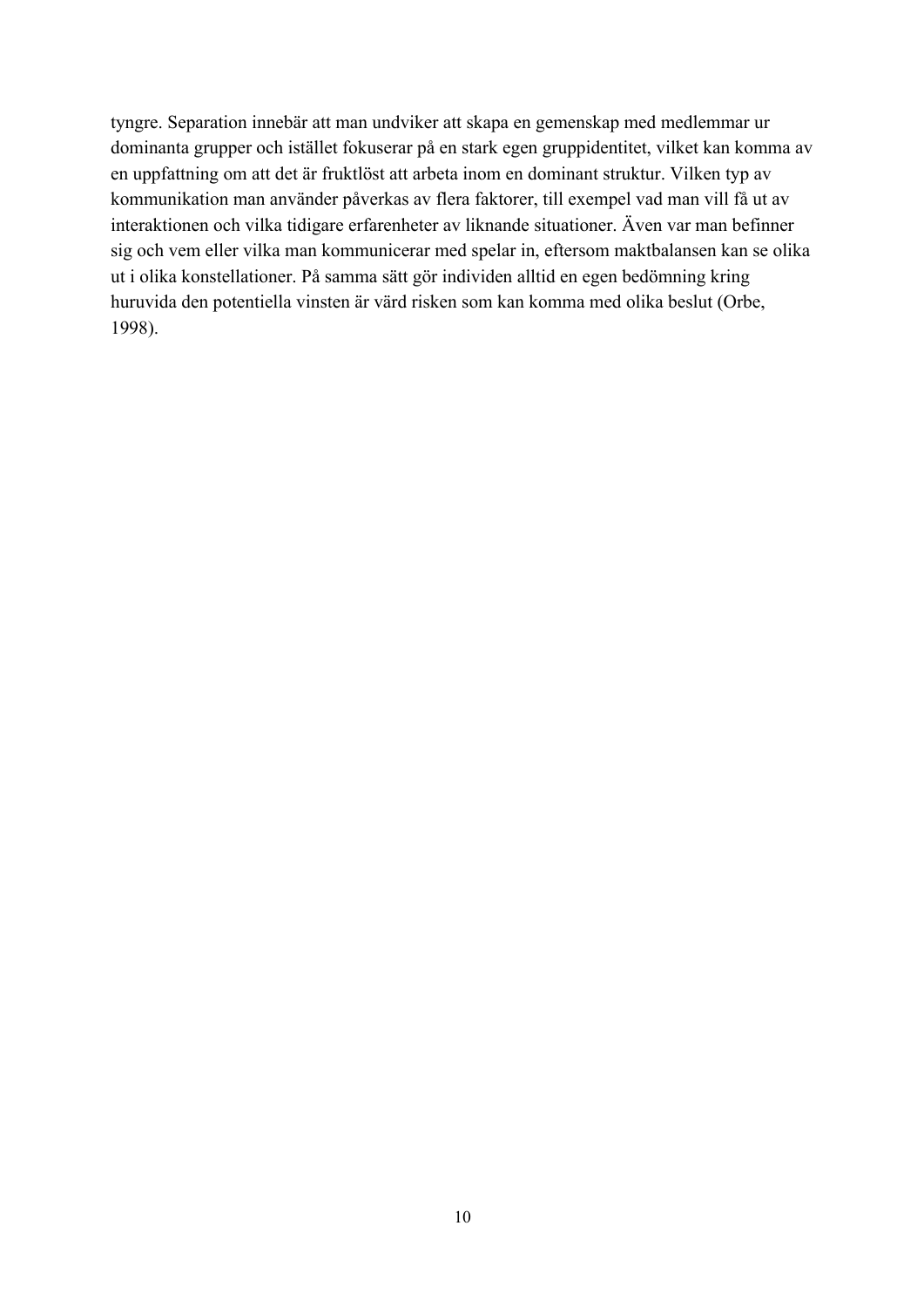tyngre. Separation innebär att man undviker att skapa en gemenskap med medlemmar ur dominanta grupper och istället fokuserar på en stark egen gruppidentitet, vilket kan komma av en uppfattning om att det är fruktlöst att arbeta inom en dominant struktur. Vilken typ av kommunikation man använder påverkas av flera faktorer, till exempel vad man vill få ut av interaktionen och vilka tidigare erfarenheter av liknande situationer. Även var man befinner sig och vem eller vilka man kommunicerar med spelar in, eftersom maktbalansen kan se olika ut i olika konstellationer. På samma sätt gör individen alltid en egen bedömning kring huruvida den potentiella vinsten är värd risken som kan komma med olika beslut (Orbe, 1998).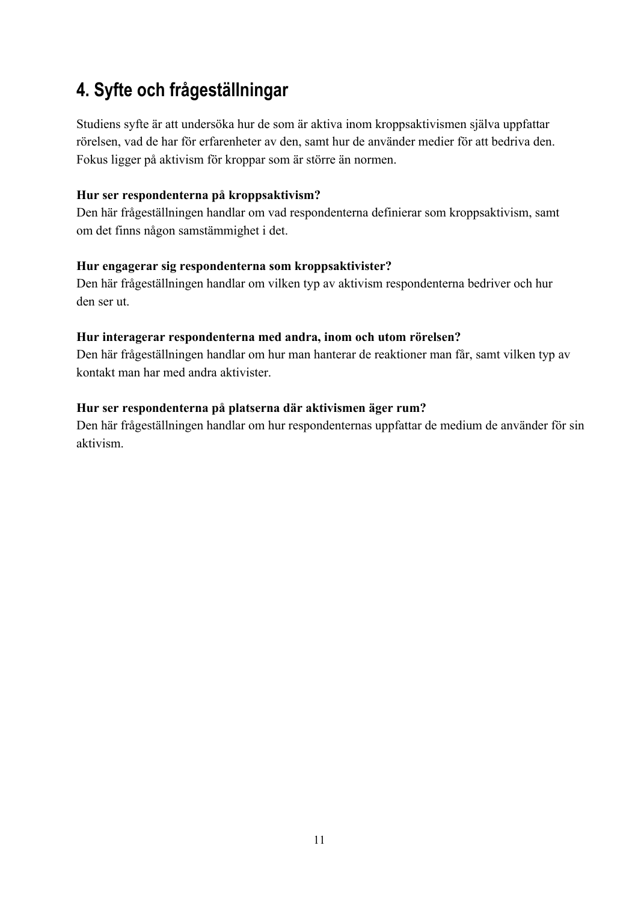# 4. Syfte och frågeställningar

Studiens syfte är att undersöka hur de som är aktiva inom kroppsaktivismen själva uppfattar rörelsen, vad de har för erfarenheter av den, samt hur de använder medier för att bedriva den. Fokus ligger på aktivism för kroppar som är större än normen.

**Hur ser respondenterna på kroppsaktivism?**
Den här frågeställningen handlar om vad respondenterna definierar som kroppsaktivism, samt om det finns någon samstämmighet i det.

**Hur engagerar sig respondenterna som kroppsaktivister?**
Den här frågeställningen handlar om vilken typ av aktivism respondenterna bedriver och hur den ser ut.

**Hur interagerar respondenterna med andra, inom och utom rörelsen?**
Den här frågeställningen handlar om hur man hanterar de reaktioner man får, samt vilken typ av kontakt man har med andra aktivister.

**Hur ser respondenterna på platserna där aktivismen äger rum?**
Den här frågeställningen handlar om hur respondenternas uppfattar de medium de använder för sin aktivism.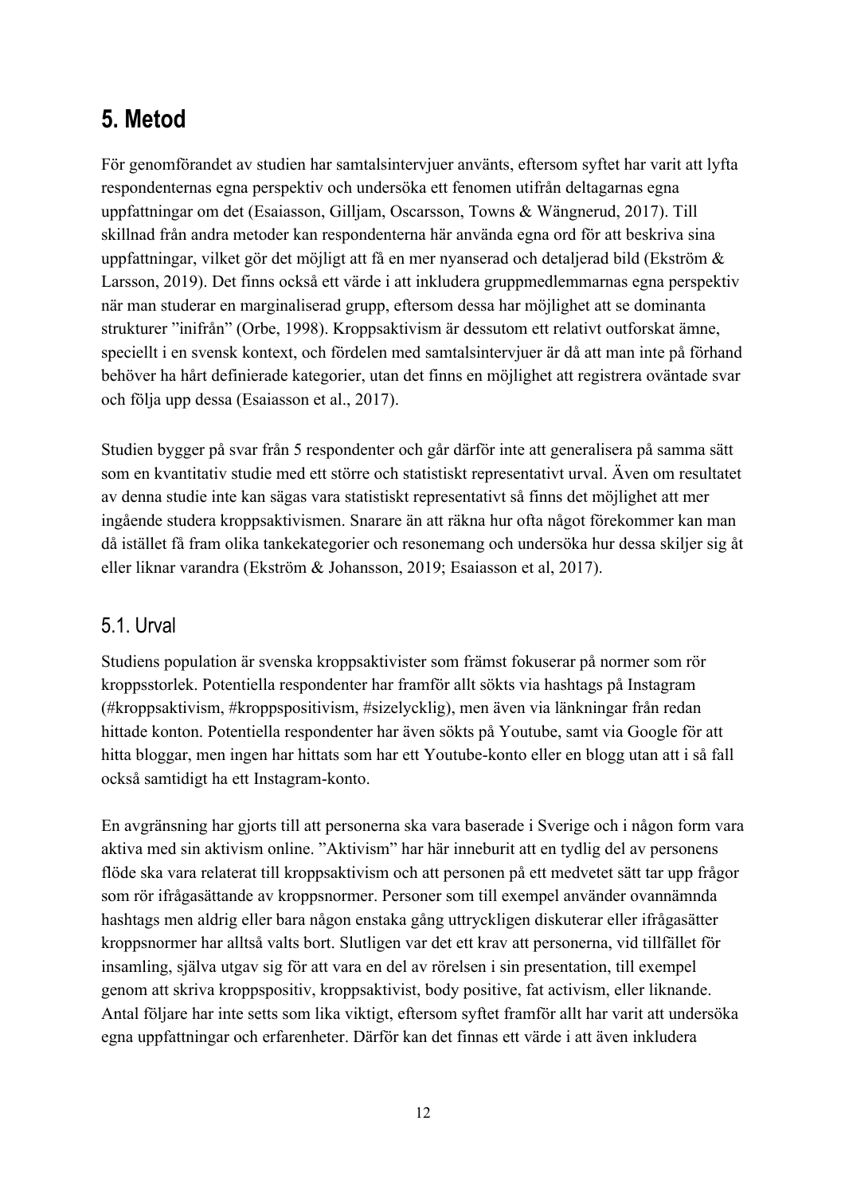# 5. Metod

För genomförandet av studien har samtalsintervjuer använts, eftersom syftet har varit att lyfta respondenternas egna perspektiv och undersöka ett fenomen utifrån deltagarnas egna uppfattningar om det (Esaiasson, Gilljam, Oscarsson, Towns & Wängnerud, 2017). Till skillnad från andra metoder kan respondenterna här använda egna ord för att beskriva sina uppfattningar, vilket gör det möjligt att få en mer nyanserad och detaljerad bild (Ekström & Larsson, 2019). Det finns också ett värde i att inkludera gruppmedlemmarnas egna perspektiv när man studerar en marginaliserad grupp, eftersom dessa har möjlighet att se dominanta strukturer ”inifrån” (Orbe, 1998). Kroppsaktivism är dessutom ett relativt outforskat ämne, speciellt i en svensk kontext, och fördelen med samtalsintervjuer är då att man inte på förhand behöver ha hårt definierade kategorier, utan det finns en möjlighet att registrera oväntade svar och följa upp dessa (Esaiasson et al., 2017).

Studien bygger på svar från 5 respondenter och går därför inte att generalisera på samma sätt som en kvantitativ studie med ett större och statistiskt representativt urval. Även om resultatet av denna studie inte kan sägas vara statistiskt representativt så finns det möjlighet att mer ingående studera kroppsaktivismen. Snarare än att räkna hur ofta något förekommer kan man då istället få fram olika tankekategorier och resonemang och undersöka hur dessa skiljer sig åt eller liknar varandra (Ekström & Johansson, 2019; Esaiasson et al, 2017).

## 5.1. Urval

Studiens population är svenska kroppsaktivister som främst fokuserar på normer som rör kroppsstorlek. Potentiella respondenter har framför allt sökts via hashtags på Instagram (#kroppsaktivism, #kroppspositivism, #sizelycklig), men även via länkningar från redan hittade konton. Potentiella respondenter har även sökts på Youtube, samt via Google för att hitta bloggar, men ingen har hittats som har ett Youtube-konto eller en blogg utan att i så fall också samtidigt ha ett Instagram-konto.

En avgränsning har gjorts till att personerna ska vara baserade i Sverige och i någon form vara aktiva med sin aktivism online. ”Aktivism” har här inneburit att en tydlig del av personens flöde ska vara relaterat till kroppsaktivism och att personen på ett medvetet sätt tar upp frågor som rör ifrågasättande av kroppsnormer. Personer som till exempel använder ovannämnda hashtags men aldrig eller bara någon enstaka gång uttryckligen diskuterar eller ifrågasätter kroppsnormer har alltså valts bort. Slutligen var det ett krav att personerna, vid tillfället för insamling, själva utgav sig för att vara en del av rörelsen i sin presentation, till exempel genom att skriva kroppspositiv, kroppsaktivist, body positive, fat activism, eller liknande. Antal följare har inte setts som lika viktigt, eftersom syftet framför allt har varit att undersöka egna uppfattningar och erfarenheter. Därför kan det finnas ett värde i att även inkludera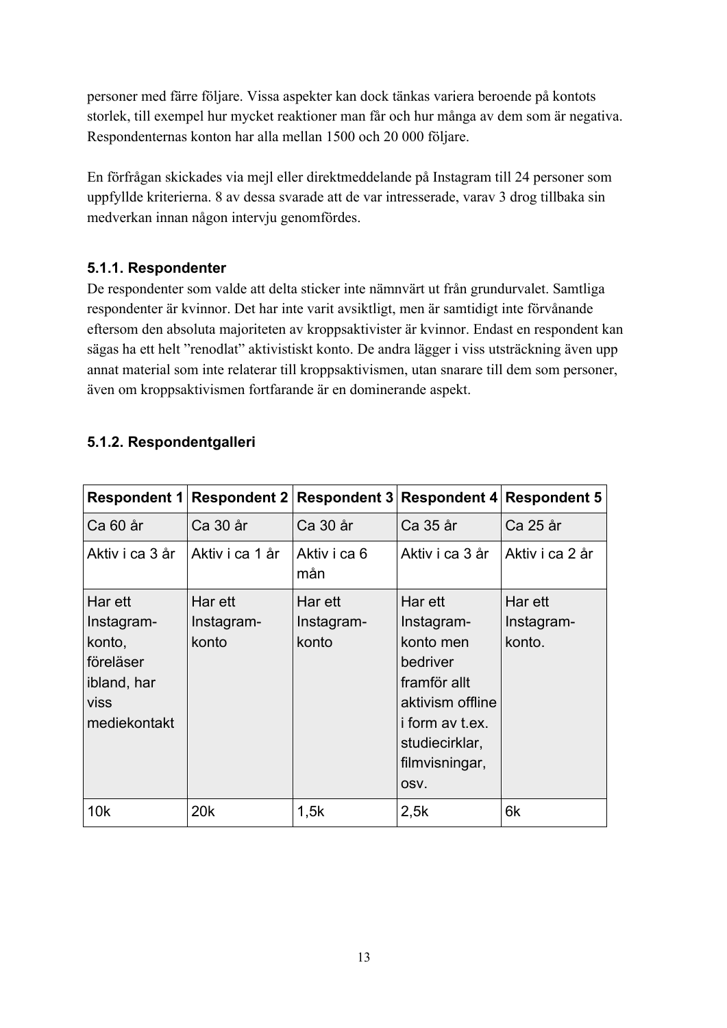personer med färre följare. Vissa aspekter kan dock tänkas variera beroende på kontots storlek, till exempel hur mycket reaktioner man får och hur många av dem som är negativa. Respondenternas konton har alla mellan 1500 och 20 000 följare.

En förfrågan skickades via mejl eller direktmeddelande på Instagram till 24 personer som uppfyllde kriterierna. 8 av dessa svarade att de var intresserade, varav 3 drog tillbaka sin medverkan innan någon intervju genomfördes.

### 5.1.1. Respondenter

De respondenter som valde att delta sticker inte nämnvärt ut från grundurvalet. Samtliga respondenter är kvinnor. Det har inte varit avsiktligt, men är samtidigt inte förvånande eftersom den absoluta majoriteten av kroppsaktivister är kvinnor. Endast en respondent kan sägas ha ett helt ”renodlat” aktivistiskt konto. De andra lägger i viss utsträckning även upp annat material som inte relaterar till kroppsaktivismen, utan snarare till dem som personer, även om kroppsaktivismen fortfarande är en dominerande aspekt.

### 5.1.2. Respondentgalleri

| Respondent 1 | Respondent 2 | Respondent 3 | Respondent 4 | Respondent 5 |
|---|---|---|---|---|
| Ca 60 år | Ca 30 år | Ca 30 år | Ca 35 år | Ca 25 år |
| Aktiv i ca 3 år | Aktiv i ca 1 år | Aktiv i ca 6 mån | Aktiv i ca 3 år | Aktiv i ca 2 år |
| Har ett Instagram-konto, föreläser ibland, har viss mediekontakt | Har ett Instagram-konto | Har ett Instagram-konto | Har ett Instagram-konto men bedriver framför allt aktivism offline i form av t.ex. studiecirklar, filmvisningar, osv. | Har ett Instagram-konto. |
| 10k | 20k | 1,5k | 2,5k | 6k |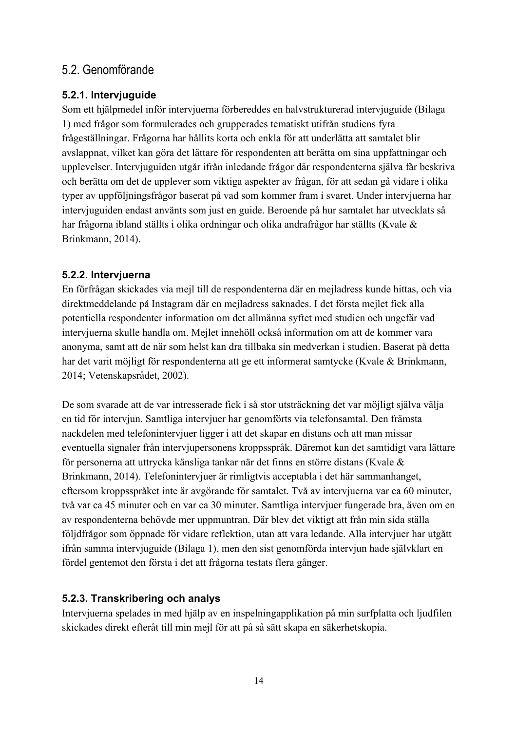## 5.2. Genomförande

### 5.2.1. Intervjuguide

Som ett hjälpmedel inför intervjuerna förbereddes en halvstrukturerad intervjuguide (Bilaga 1) med frågor som formulerades och grupperades tematiskt utifrån studiens fyra frågeställningar. Frågorna har hållits korta och enkla för att underlätta att samtalet blir avslappnat, vilket kan göra det lättare för respondenten att berätta om sina uppfattningar och upplevelser. Intervjuguiden utgår ifrån inledande frågor där respondenterna själva får beskriva och berätta om det de upplever som viktiga aspekter av frågan, för att sedan gå vidare i olika typer av uppföljningsfrågor baserat på vad som kommer fram i svaret. Under intervjuerna har intervjuguiden endast använts som just en guide. Beroende på hur samtalet har utvecklats så har frågorna ibland ställts i olika ordningar och olika andrafrågor har ställts (Kvale & Brinkmann, 2014).

### 5.2.2. Intervjuerna

En förfrågan skickades via mejl till de respondenterna där en mejladress kunde hittas, och via direktmeddelande på Instagram där en mejladress saknades. I det första mejlet fick alla potentiella respondenter information om det allmänna syftet med studien och ungefär vad intervjuerna skulle handla om. Mejlet innehöll också information om att de kommer vara anonyma, samt att de när som helst kan dra tillbaka sin medverkan i studien. Baserat på detta har det varit möjligt för respondenterna att ge ett informerat samtycke (Kvale & Brinkmann, 2014; Vetenskapsrådet, 2002).

De som svarade att de var intresserade fick i så stor utsträckning det var möjligt själva välja en tid för intervjun. Samtliga intervjuer har genomförts via telefonsamtal. Den främsta nackdelen med telefonintervjuer ligger i att det skapar en distans och att man missar eventuella signaler från intervjupersonens kroppsspråk. Däremot kan det samtidigt vara lättare för personerna att uttrycka känsliga tankar när det finns en större distans (Kvale & Brinkmann, 2014). Telefonintervjuer är rimligtvis acceptabla i det här sammanhanget, eftersom kroppsspråket inte är avgörande för samtalet. Två av intervjuerna var ca 60 minuter, två var ca 45 minuter och en var ca 30 minuter. Samtliga intervjuer fungerade bra, även om en av respondenterna behövde mer uppmuntran. Där blev det viktigt att från min sida ställa följdfrågor som öppnade för vidare reflektion, utan att vara ledande. Alla intervjuer har utgått ifrån samma intervjuguide (Bilaga 1), men den sist genomförda intervjun hade självklart en fördel gentemot den första i det att frågorna testats flera gånger.

### 5.2.3. Transkribering och analys

Intervjuerna spelades in med hjälp av en inspelningapplikation på min surfplatta och ljudfilen skickades direkt efteråt till min mejl för att på så sätt skapa en säkerhetskopia.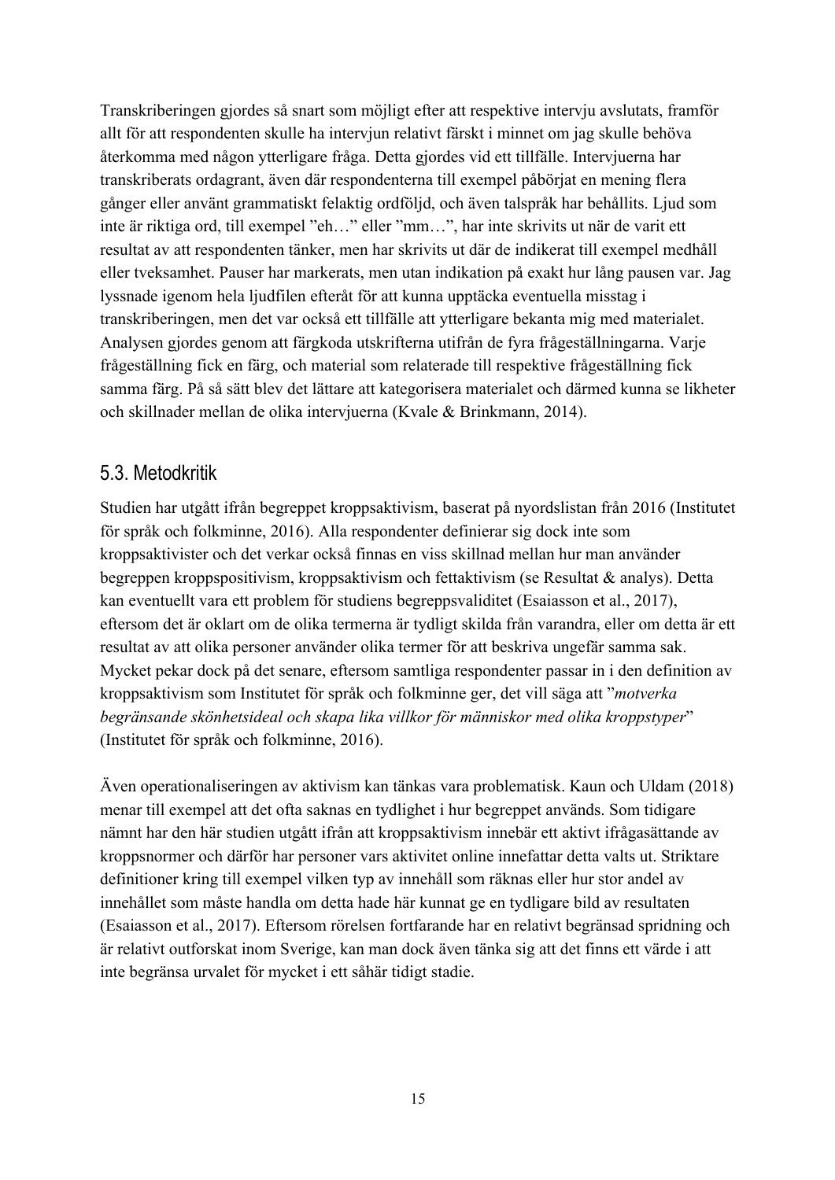Transkriberingen gjordes så snart som möjligt efter att respektive intervju avslutats, framför allt för att respondenten skulle ha intervjun relativt färskt i minnet om jag skulle behöva återkomma med någon ytterligare fråga. Detta gjordes vid ett tillfälle. Intervjuerna har transkriberats ordagrant, även där respondenterna till exempel påbörjat en mening flera gånger eller använt grammatiskt felaktig ordföljd, och även talspråk har behållits. Ljud som inte är riktiga ord, till exempel ”eh…” eller ”mm…”, har inte skrivits ut när de varit ett resultat av att respondenten tänker, men har skrivits ut där de indikerat till exempel medhåll eller tveksamhet. Pauser har markerats, men utan indikation på exakt hur lång pausen var. Jag lyssnade igenom hela ljudfilen efteråt för att kunna upptäcka eventuella misstag i transkriberingen, men det var också ett tillfälle att ytterligare bekanta mig med materialet. Analysen gjordes genom att färgkoda utskrifterna utifrån de fyra frågeställningarna. Varje frågeställning fick en färg, och material som relaterade till respektive frågeställning fick samma färg. På så sätt blev det lättare att kategorisera materialet och därmed kunna se likheter och skillnader mellan de olika intervjuerna (Kvale & Brinkmann, 2014).

## 5.3. Metodkritik

Studien har utgått ifrån begreppet kroppsaktivism, baserat på nyordslistan från 2016 (Institutet för språk och folkminne, 2016). Alla respondenter definierar sig dock inte som kroppsaktivister och det verkar också finnas en viss skillnad mellan hur man använder begreppen kroppspositivism, kroppsaktivism och fettaktivism (se Resultat & analys). Detta kan eventuellt vara ett problem för studiens begreppsvaliditet (Esaiasson et al., 2017), eftersom det är oklart om de olika termerna är tydligt skilda från varandra, eller om detta är ett resultat av att olika personer använder olika termer för att beskriva ungefär samma sak. Mycket pekar dock på det senare, eftersom samtliga respondenter passar in i den definition av kroppsaktivism som Institutet för språk och folkminne ger, det vill säga att ”*motverka begränsande skönhetsideal och skapa lika villkor för människor med olika kroppstyper*” (Institutet för språk och folkminne, 2016).

Även operationaliseringen av aktivism kan tänkas vara problematisk. Kaun och Uldam (2018) menar till exempel att det ofta saknas en tydlighet i hur begreppet används. Som tidigare nämnt har den här studien utgått ifrån att kroppsaktivism innebär ett aktivt ifrågasättande av kroppsnormer och därför har personer vars aktivitet online innefattar detta valts ut. Striktare definitioner kring till exempel vilken typ av innehåll som räknas eller hur stor andel av innehållet som måste handla om detta hade här kunnat ge en tydligare bild av resultaten (Esaiasson et al., 2017). Eftersom rörelsen fortfarande har en relativt begränsad spridning och är relativt outforskat inom Sverige, kan man dock även tänka sig att det finns ett värde i att inte begränsa urvalet för mycket i ett såhär tidigt stadie.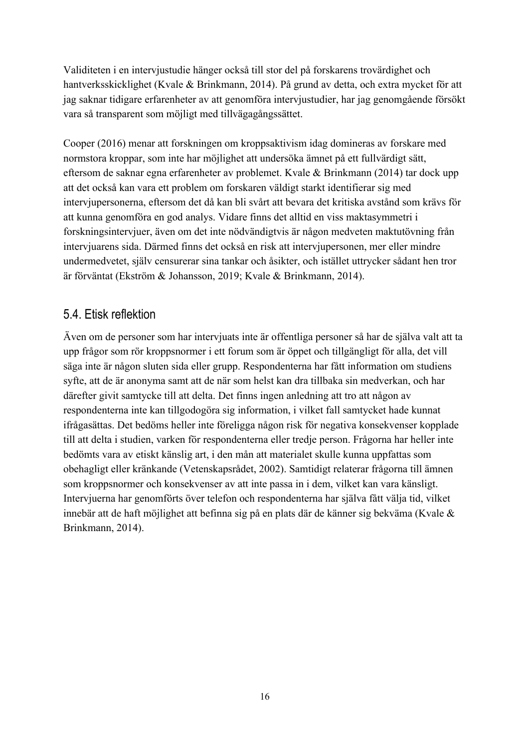Validiteten i en intervjustudie hänger också till stor del på forskarens trovärdighet och hantverksskicklighet (Kvale & Brinkmann, 2014). På grund av detta, och extra mycket för att jag saknar tidigare erfarenheter av att genomföra intervjustudier, har jag genomgående försökt vara så transparent som möjligt med tillvägagångssättet.

Cooper (2016) menar att forskningen om kroppsaktivism idag domineras av forskare med normstora kroppar, som inte har möjlighet att undersöka ämnet på ett fullvärdigt sätt, eftersom de saknar egna erfarenheter av problemet. Kvale & Brinkmann (2014) tar dock upp att det också kan vara ett problem om forskaren väldigt starkt identifierar sig med intervjupersonerna, eftersom det då kan bli svårt att bevara det kritiska avstånd som krävs för att kunna genomföra en god analys. Vidare finns det alltid en viss maktasymmetri i forskningsintervjuer, även om det inte nödvändigtvis är någon medveten maktutövning från intervjuarens sida. Därmed finns det också en risk att intervjupersonen, mer eller mindre undermedvetet, själv censurerar sina tankar och åsikter, och istället uttrycker sådant hen tror är förväntat (Ekström & Johansson, 2019; Kvale & Brinkmann, 2014).

## 5.4. Etisk reflektion

Även om de personer som har intervjuats inte är offentliga personer så har de själva valt att ta upp frågor som rör kroppsnormer i ett forum som är öppet och tillgängligt för alla, det vill säga inte är någon sluten sida eller grupp. Respondenterna har fått information om studiens syfte, att de är anonyma samt att de när som helst kan dra tillbaka sin medverkan, och har därefter givit samtycke till att delta. Det finns ingen anledning att tro att någon av respondenterna inte kan tillgodogöra sig information, i vilket fall samtycket hade kunnat ifrågasättas. Det bedöms heller inte föreligga någon risk för negativa konsekvenser kopplade till att delta i studien, varken för respondenterna eller tredje person. Frågorna har heller inte bedömts vara av etiskt känslig art, i den mån att materialet skulle kunna uppfattas som obehagligt eller kränkande (Vetenskapsrådet, 2002). Samtidigt relaterar frågorna till ämnen som kroppsnormer och konsekvenser av att inte passa in i dem, vilket kan vara känsligt. Intervjuerna har genomförts över telefon och respondenterna har själva fått välja tid, vilket innebär att de haft möjlighet att befinna sig på en plats där de känner sig bekväma (Kvale & Brinkmann, 2014).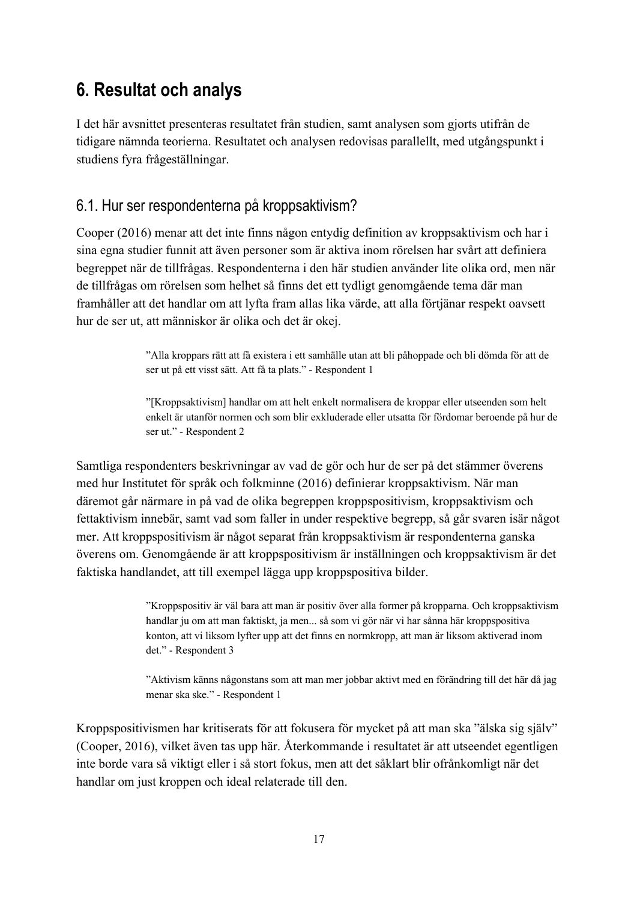# 6. Resultat och analys

I det här avsnittet presenteras resultatet från studien, samt analysen som gjorts utifrån de tidigare nämnda teorierna. Resultatet och analysen redovisas parallellt, med utgångspunkt i studiens fyra frågeställningar.

## 6.1. Hur ser respondenterna på kroppsaktivism?

Cooper (2016) menar att det inte finns någon entydig definition av kroppsaktivism och har i sina egna studier funnit att även personer som är aktiva inom rörelsen har svårt att definiera begreppet när de tillfrågas. Respondenterna i den här studien använder lite olika ord, men när de tillfrågas om rörelsen som helhet så finns det ett tydligt genomgående tema där man framhåller att det handlar om att lyfta fram allas lika värde, att alla förtjänar respekt oavsett hur de ser ut, att människor är olika och det är okej.

> ”Alla kroppars rätt att få existera i ett samhälle utan att bli påhoppade och bli dömda för att de ser ut på ett visst sätt. Att få ta plats.” - Respondent 1

> ”[Kroppsaktivism] handlar om att helt enkelt normalisera de kroppar eller utseenden som helt enkelt är utanför normen och som blir exkluderade eller utsatta för fördomar beroende på hur de ser ut.” - Respondent 2

Samtliga respondenters beskrivningar av vad de gör och hur de ser på det stämmer överens med hur Institutet för språk och folkminne (2016) definierar kroppsaktivism. När man däremot går närmare in på vad de olika begreppen kroppspositivism, kroppsaktivism och fettaktivism innebär, samt vad som faller in under respektive begrepp, så går svaren isär något mer. Att kroppspositivism är något separat från kroppsaktivism är respondenterna ganska överens om. Genomgående är att kroppspositivism är inställningen och kroppsaktivism är det faktiska handlandet, att till exempel lägga upp kroppspositiva bilder.

> ”Kroppspositiv är väl bara att man är positiv över alla former på kropparna. Och kroppsaktivism handlar ju om att man faktiskt, ja men... så som vi gör när vi har sånna här kroppspositiva konton, att vi liksom lyfter upp att det finns en normkropp, att man är liksom aktiverad inom det.” - Respondent 3

> ”Aktivism känns någonstans som att man mer jobbar aktivt med en förändring till det här då jag menar ska ske.” - Respondent 1

Kroppspositivismen har kritiserats för att fokusera för mycket på att man ska ”älska sig själv” (Cooper, 2016), vilket även tas upp här. Återkommande i resultatet är att utseendet egentligen inte borde vara så viktigt eller i så stort fokus, men att det såklart blir ofrånkomligt när det handlar om just kroppen och ideal relaterade till den.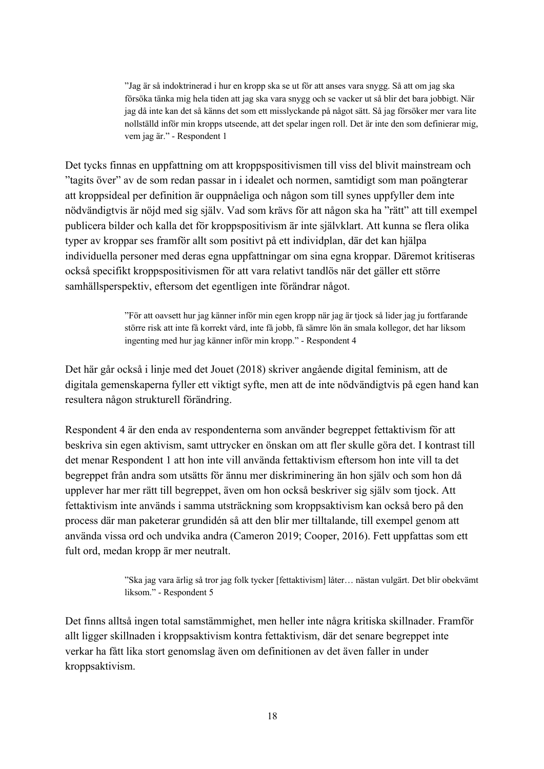> ”Jag är så indoktrinerad i hur en kropp ska se ut för att anses vara snygg. Så att om jag ska försöka tänka mig hela tiden att jag ska vara snygg och se vacker ut så blir det bara jobbigt. När jag då inte kan det så känns det som ett misslyckande på något sätt. Så jag försöker mer vara lite nollställd inför min kropps utseende, att det spelar ingen roll. Det är inte den som definierar mig, vem jag är.” - Respondent 1

Det tycks finnas en uppfattning om att kroppspositivismen till viss del blivit mainstream och ”tagits över” av de som redan passar in i idealet och normen, samtidigt som man poängterar att kroppsideal per definition är ouppnåeliga och någon som till synes uppfyller dem inte nödvändigtvis är nöjd med sig själv. Vad som krävs för att någon ska ha ”rätt” att till exempel publicera bilder och kalla det för kroppspositivism är inte självklart. Att kunna se flera olika typer av kroppar ses framför allt som positivt på ett individplan, där det kan hjälpa individuella personer med deras egna uppfattningar om sina egna kroppar. Däremot kritiseras också specifikt kroppspositivismen för att vara relativt tandlös när det gäller ett större samhällsperspektiv, eftersom det egentligen inte förändrar något.

> ”För att oavsett hur jag känner inför min egen kropp när jag är tjock så lider jag ju fortfarande större risk att inte få korrekt vård, inte få jobb, få sämre lön än smala kollegor, det har liksom ingenting med hur jag känner inför min kropp.” - Respondent 4

Det här går också i linje med det Jouet (2018) skriver angående digital feminism, att de digitala gemenskaperna fyller ett viktigt syfte, men att de inte nödvändigtvis på egen hand kan resultera någon strukturell förändring.

Respondent 4 är den enda av respondenterna som använder begreppet fettaktivism för att beskriva sin egen aktivism, samt uttrycker en önskan om att fler skulle göra det. I kontrast till det menar Respondent 1 att hon inte vill använda fettaktivism eftersom hon inte vill ta det begreppet från andra som utsätts för ännu mer diskriminering än hon själv och som hon då upplever har mer rätt till begreppet, även om hon också beskriver sig själv som tjock. Att fettaktivism inte används i samma utsträckning som kroppsaktivism kan också bero på den process där man paketerar grundidén så att den blir mer tilltalande, till exempel genom att använda vissa ord och undvika andra (Cameron 2019; Cooper, 2016). Fett uppfattas som ett fult ord, medan kropp är mer neutralt.

> ”Ska jag vara ärlig så tror jag folk tycker [fettaktivism] låter… nästan vulgärt. Det blir obekvämt liksom.” - Respondent 5

Det finns alltså ingen total samstämmighet, men heller inte några kritiska skillnader. Framför allt ligger skillnaden i kroppsaktivism kontra fettaktivism, där det senare begreppet inte verkar ha fått lika stort genomslag även om definitionen av det även faller in under kroppsaktivism.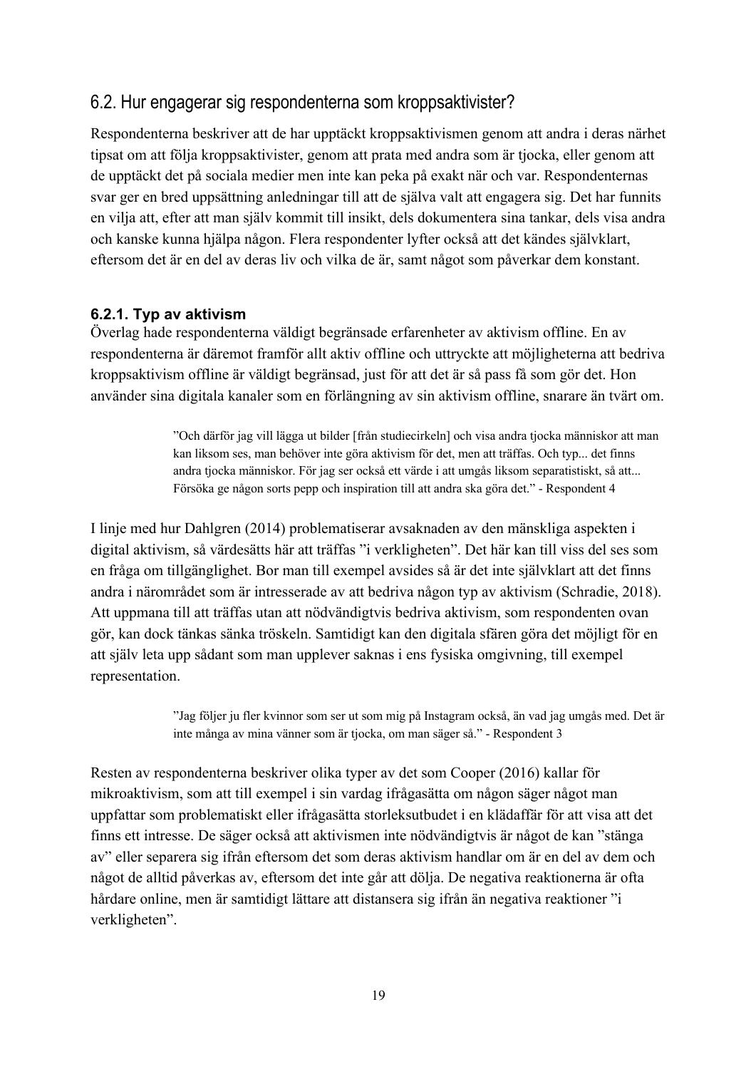## 6.2. Hur engagerar sig respondenterna som kroppsaktivister?

Respondenterna beskriver att de har upptäckt kroppsaktivismen genom att andra i deras närhet tipsat om att följa kroppsaktivister, genom att prata med andra som är tjocka, eller genom att de upptäckt det på sociala medier men inte kan peka på exakt när och var. Respondenternas svar ger en bred uppsättning anledningar till att de själva valt att engagera sig. Det har funnits en vilja att, efter att man själv kommit till insikt, dels dokumentera sina tankar, dels visa andra och kanske kunna hjälpa någon. Flera respondenter lyfter också att det kändes självklart, eftersom det är en del av deras liv och vilka de är, samt något som påverkar dem konstant.

### 6.2.1. Typ av aktivism

Överlag hade respondenterna väldigt begränsade erfarenheter av aktivism offline. En av respondenterna är däremot framför allt aktiv offline och uttryckte att möjligheterna att bedriva kroppsaktivism offline är väldigt begränsad, just för att det är så pass få som gör det. Hon använder sina digitala kanaler som en förlängning av sin aktivism offline, snarare än tvärt om.

> ”Och därför jag vill lägga ut bilder [från studiecirkeln] och visa andra tjocka människor att man kan liksom ses, man behöver inte göra aktivism för det, men att träffas. Och typ... det finns andra tjocka människor. För jag ser också ett värde i att umgås liksom separatistiskt, så att... Försöka ge någon sorts pepp och inspiration till att andra ska göra det.” - Respondent 4

I linje med hur Dahlgren (2014) problematiserar avsaknaden av den mänskliga aspekten i digital aktivism, så värdesätts här att träffas ”i verkligheten”. Det här kan till viss del ses som en fråga om tillgänglighet. Bor man till exempel avsides så är det inte självklart att det finns andra i närområdet som är intresserade av att bedriva någon typ av aktivism (Schradie, 2018). Att uppmana till att träffas utan att nödvändigtvis bedriva aktivism, som respondenten ovan gör, kan dock tänkas sänka tröskeln. Samtidigt kan den digitala sfären göra det möjligt för en att själv leta upp sådant som man upplever saknas i ens fysiska omgivning, till exempel representation.

> ”Jag följer ju fler kvinnor som ser ut som mig på Instagram också, än vad jag umgås med. Det är inte många av mina vänner som är tjocka, om man säger så.” - Respondent 3

Resten av respondenterna beskriver olika typer av det som Cooper (2016) kallar för mikroaktivism, som att till exempel i sin vardag ifrågasätta om någon säger något man uppfattar som problematiskt eller ifrågasätta storleksutbudet i en klädaffär för att visa att det finns ett intresse. De säger också att aktivismen inte nödvändigtvis är något de kan ”stänga av” eller separera sig ifrån eftersom det som deras aktivism handlar om är en del av dem och något de alltid påverkas av, eftersom det inte går att dölja. De negativa reaktionerna är ofta hårdare online, men är samtidigt lättare att distansera sig ifrån än negativa reaktioner ”i verkligheten”.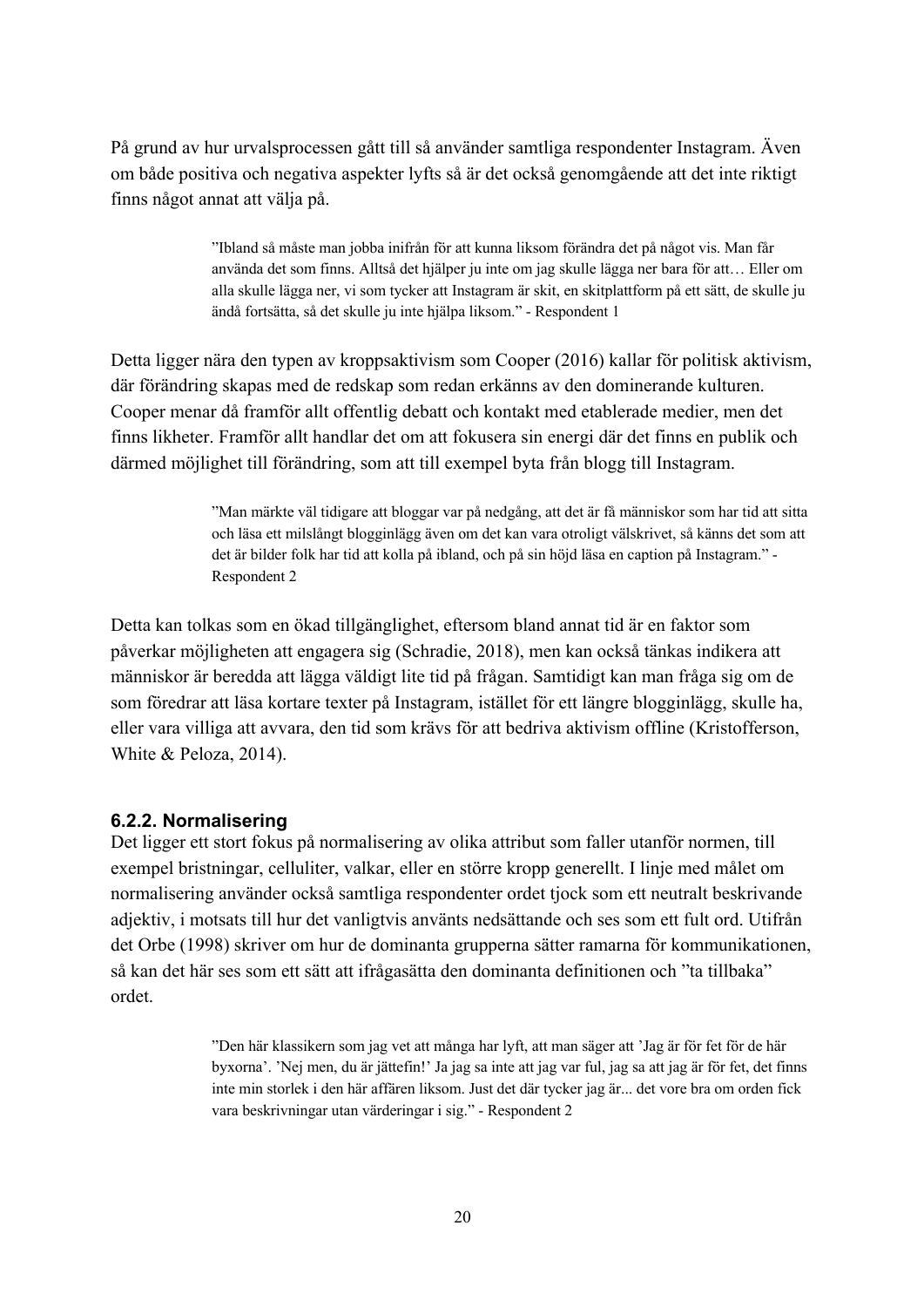På grund av hur urvalsprocessen gått till så använder samtliga respondenter Instagram. Även om både positiva och negativa aspekter lyfts så är det också genomgående att det inte riktigt finns något annat att välja på.

> ”Ibland så måste man jobba inifrån för att kunna liksom förändra det på något vis. Man får använda det som finns. Alltså det hjälper ju inte om jag skulle lägga ner bara för att… Eller om alla skulle lägga ner, vi som tycker att Instagram är skit, en skitplattform på ett sätt, de skulle ju ändå fortsätta, så det skulle ju inte hjälpa liksom.” - Respondent 1

Detta ligger nära den typen av kroppsaktivism som Cooper (2016) kallar för politisk aktivism, där förändring skapas med de redskap som redan erkänns av den dominerande kulturen. Cooper menar då framför allt offentlig debatt och kontakt med etablerade medier, men det finns likheter. Framför allt handlar det om att fokusera sin energi där det finns en publik och därmed möjlighet till förändring, som att till exempel byta från blogg till Instagram.

> ”Man märkte väl tidigare att bloggar var på nedgång, att det är få människor som har tid att sitta och läsa ett milslångt blogginlägg även om det kan vara otroligt välskrivet, så känns det som att det är bilder folk har tid att kolla på ibland, och på sin höjd läsa en caption på Instagram.” - Respondent 2

Detta kan tolkas som en ökad tillgänglighet, eftersom bland annat tid är en faktor som påverkar möjligheten att engagera sig (Schradie, 2018), men kan också tänkas indikera att människor är beredda att lägga väldigt lite tid på frågan. Samtidigt kan man fråga sig om de som föredrar att läsa kortare texter på Instagram, istället för ett längre blogginlägg, skulle ha, eller vara villiga att avvara, den tid som krävs för att bedriva aktivism offline (Kristofferson, White & Peloza, 2014).

### 6.2.2. Normalisering

Det ligger ett stort fokus på normalisering av olika attribut som faller utanför normen, till exempel bristningar, celluliter, valkar, eller en större kropp generellt. I linje med målet om normalisering använder också samtliga respondenter ordet tjock som ett neutralt beskrivande adjektiv, i motsats till hur det vanligtvis använts nedsättande och ses som ett fult ord. Utifrån det Orbe (1998) skriver om hur de dominanta grupperna sätter ramarna för kommunikationen, så kan det här ses som ett sätt att ifrågasätta den dominanta definitionen och ”ta tillbaka” ordet.

> ”Den här klassikern som jag vet att många har lyft, att man säger att 'Jag är för fet för de här byxorna'. 'Nej men, du är jättefin!' Ja jag sa inte att jag var ful, jag sa att jag är för fet, det finns inte min storlek i den här affären liksom. Just det där tycker jag är... det vore bra om orden fick vara beskrivningar utan värderingar i sig.” - Respondent 2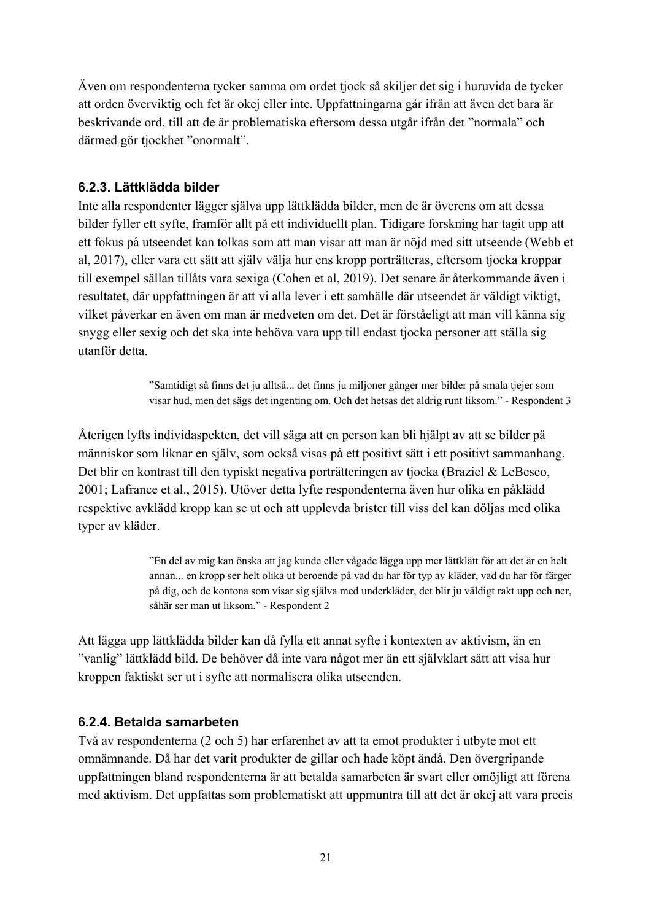Även om respondenterna tycker samma om ordet tjock så skiljer det sig i huruvida de tycker att orden överviktig och fet är okej eller inte. Uppfattningarna går ifrån att även det bara är beskrivande ord, till att de är problematiska eftersom dessa utgår ifrån det ”normala” och därmed gör tjockhet ”onormalt”.

### 6.2.3. Lättklädda bilder

Inte alla respondenter lägger själva upp lättklädda bilder, men de är överens om att dessa bilder fyller ett syfte, framför allt på ett individuellt plan. Tidigare forskning har tagit upp att ett fokus på utseendet kan tolkas som att man visar att man är nöjd med sitt utseende (Webb et al, 2017), eller vara ett sätt att själv välja hur ens kropp porträtteras, eftersom tjocka kroppar till exempel sällan tillåts vara sexiga (Cohen et al, 2019). Det senare är återkommande även i resultatet, där uppfattningen är att vi alla lever i ett samhälle där utseendet är väldigt viktigt, vilket påverkar en även om man är medveten om det. Det är förståeligt att man vill känna sig snygg eller sexig och det ska inte behöva vara upp till endast tjocka personer att ställa sig utanför detta.

> ”Samtidigt så finns det ju alltså... det finns ju miljoner gånger mer bilder på smala tjejer som visar hud, men det sägs det ingenting om. Och det hetsas det aldrig runt liksom.” - Respondent 3

Återigen lyfts individaspekten, det vill säga att en person kan bli hjälpt av att se bilder på människor som liknar en själv, som också visas på ett positivt sätt i ett positivt sammanhang. Det blir en kontrast till den typiskt negativa porträtteringen av tjocka (Braziel & LeBesco, 2001; Lafrance et al., 2015). Utöver detta lyfte respondenterna även hur olika en påklädd respektive avklädd kropp kan se ut och att upplevda brister till viss del kan döljas med olika typer av kläder.

> ”En del av mig kan önska att jag kunde eller vågade lägga upp mer lättklätt för att det är en helt annan... en kropp ser helt olika ut beroende på vad du har för typ av kläder, vad du har för färger på dig, och de kontona som visar sig själva med underkläder, det blir ju väldigt rakt upp och ner, såhär ser man ut liksom.” - Respondent 2

Att lägga upp lättklädda bilder kan då fylla ett annat syfte i kontexten av aktivism, än en ”vanlig” lättklädd bild. De behöver då inte vara något mer än ett självklart sätt att visa hur kroppen faktiskt ser ut i syfte att normalisera olika utseenden.

### 6.2.4. Betalda samarbeten

Två av respondenterna (2 och 5) har erfarenhet av att ta emot produkter i utbyte mot ett omnämnande. Då har det varit produkter de gillar och hade köpt ändå. Den övergripande uppfattningen bland respondenterna är att betalda samarbeten är svårt eller omöjligt att förena med aktivism. Det uppfattas som problematiskt att uppmuntra till att det är okej att vara precis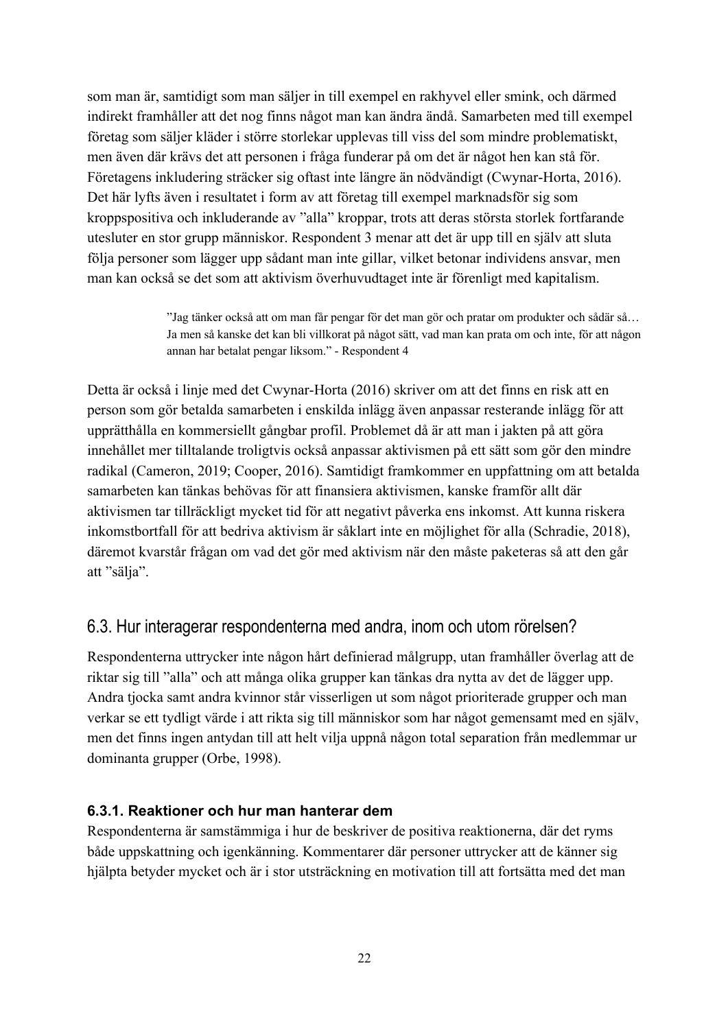som man är, samtidigt som man säljer in till exempel en rakhyvel eller smink, och därmed indirekt framhåller att det nog finns något man kan ändra ändå. Samarbeten med till exempel företag som säljer kläder i större storlekar upplevas till viss del som mindre problematiskt, men även där krävs det att personen i fråga funderar på om det är något hen kan stå för. Företagens inkludering sträcker sig oftast inte längre än nödvändigt (Cwynar-Horta, 2016). Det här lyfts även i resultatet i form av att företag till exempel marknadsför sig som kroppspositiva och inkluderande av ”alla” kroppar, trots att deras största storlek fortfarande utesluter en stor grupp människor. Respondent 3 menar att det är upp till en själv att sluta följa personer som lägger upp sådant man inte gillar, vilket betonar individens ansvar, men man kan också se det som att aktivism överhuvudtaget inte är förenligt med kapitalism.

> ”Jag tänker också att om man får pengar för det man gör och pratar om produkter och sådär så… Ja men så kanske det kan bli villkorat på något sätt, vad man kan prata om och inte, för att någon annan har betalat pengar liksom.” - Respondent 4

Detta är också i linje med det Cwynar-Horta (2016) skriver om att det finns en risk att en person som gör betalda samarbeten i enskilda inlägg även anpassar resterande inlägg för att upprätthålla en kommersiellt gångbar profil. Problemet då är att man i jakten på att göra innehållet mer tilltalande troligtvis också anpassar aktivismen på ett sätt som gör den mindre radikal (Cameron, 2019; Cooper, 2016). Samtidigt framkommer en uppfattning om att betalda samarbeten kan tänkas behövas för att finansiera aktivismen, kanske framför allt där aktivismen tar tillräckligt mycket tid för att negativt påverka ens inkomst. Att kunna riskera inkomstbortfall för att bedriva aktivism är såklart inte en möjlighet för alla (Schradie, 2018), däremot kvarstår frågan om vad det gör med aktivism när den måste paketeras så att den går att ”sälja”.

## 6.3. Hur interagerar respondenterna med andra, inom och utom rörelsen?

Respondenterna uttrycker inte någon hårt definierad målgrupp, utan framhåller överlag att de riktar sig till ”alla” och att många olika grupper kan tänkas dra nytta av det de lägger upp. Andra tjocka samt andra kvinnor står visserligen ut som något prioriterade grupper och man verkar se ett tydligt värde i att rikta sig till människor som har något gemensamt med en själv, men det finns ingen antydan till att helt vilja uppnå någon total separation från medlemmar ur dominanta grupper (Orbe, 1998).

### 6.3.1. Reaktioner och hur man hanterar dem

Respondenterna är samstämmiga i hur de beskriver de positiva reaktionerna, där det ryms både uppskattning och igenkänning. Kommentarer där personer uttrycker att de känner sig hjälpta betyder mycket och är i stor utsträckning en motivation till att fortsätta med det man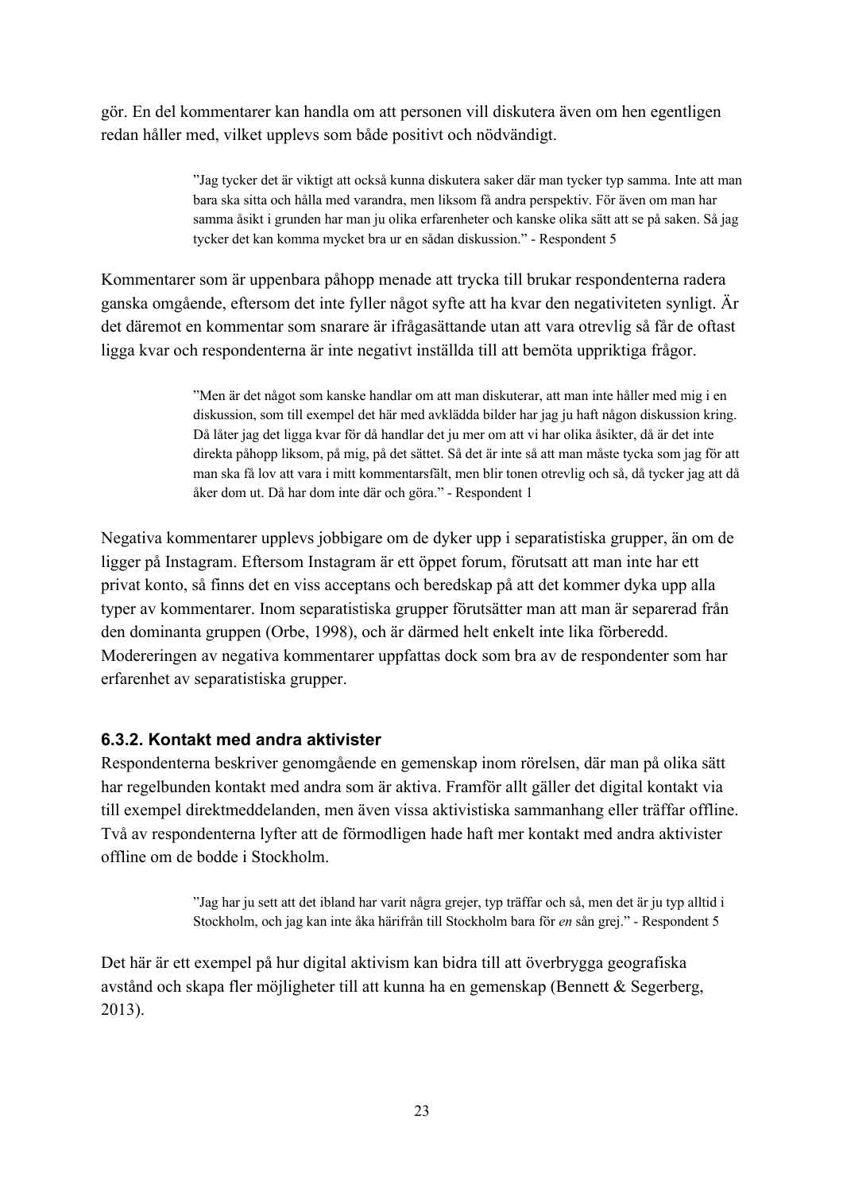gör. En del kommentarer kan handla om att personen vill diskutera även om hen egentligen redan håller med, vilket upplevs som både positivt och nödvändigt.

> ”Jag tycker det är viktigt att också kunna diskutera saker där man tycker typ samma. Inte att man bara ska sitta och hålla med varandra, men liksom få andra perspektiv. För även om man har samma åsikt i grunden har man ju olika erfarenheter och kanske olika sätt att se på saken. Så jag tycker det kan komma mycket bra ur en sådan diskussion.” - Respondent 5

Kommentarer som är uppenbara påhopp menade att trycka till brukar respondenterna radera ganska omgående, eftersom det inte fyller något syfte att ha kvar den negativiteten synligt. Är det däremot en kommentar som snarare är ifrågasättande utan att vara otrevlig så får de oftast ligga kvar och respondenterna är inte negativt inställda till att bemöta uppriktiga frågor.

> ”Men är det något som kanske handlar om att man diskuterar, att man inte håller med mig i en diskussion, som till exempel det här med avklädda bilder har jag ju haft någon diskussion kring. Då låter jag det ligga kvar för då handlar det ju mer om att vi har olika åsikter, då är det inte direkta påhopp liksom, på mig, på det sättet. Så det är inte så att man måste tycka som jag för att man ska få lov att vara i mitt kommentarsfält, men blir tonen otrevlig och så, då tycker jag att då åker dom ut. Då har dom inte där och göra.” - Respondent 1

Negativa kommentarer upplevs jobbigare om de dyker upp i separatistiska grupper, än om de ligger på Instagram. Eftersom Instagram är ett öppet forum, förutsatt att man inte har ett privat konto, så finns det en viss acceptans och beredskap på att det kommer dyka upp alla typer av kommentarer. Inom separatistiska grupper förutsätter man att man är separerad från den dominanta gruppen (Orbe, 1998), och är därmed helt enkelt inte lika förberedd. Modereringen av negativa kommentarer uppfattas dock som bra av de respondenter som har erfarenhet av separatistiska grupper.

### 6.3.2. Kontakt med andra aktivister

Respondenterna beskriver genomgående en gemenskap inom rörelsen, där man på olika sätt har regelbunden kontakt med andra som är aktiva. Framför allt gäller det digital kontakt via till exempel direktmeddelanden, men även vissa aktivistiska sammanhang eller träffar offline. Två av respondenterna lyfter att de förmodligen hade haft mer kontakt med andra aktivister offline om de bodde i Stockholm.

> ”Jag har ju sett att det ibland har varit några grejer, typ träffar och så, men det är ju typ alltid i Stockholm, och jag kan inte åka härifrån till Stockholm bara för *en* sån grej.” - Respondent 5

Det här är ett exempel på hur digital aktivism kan bidra till att överbrygga geografiska avstånd och skapa fler möjligheter till att kunna ha en gemenskap (Bennett & Segerberg, 2013).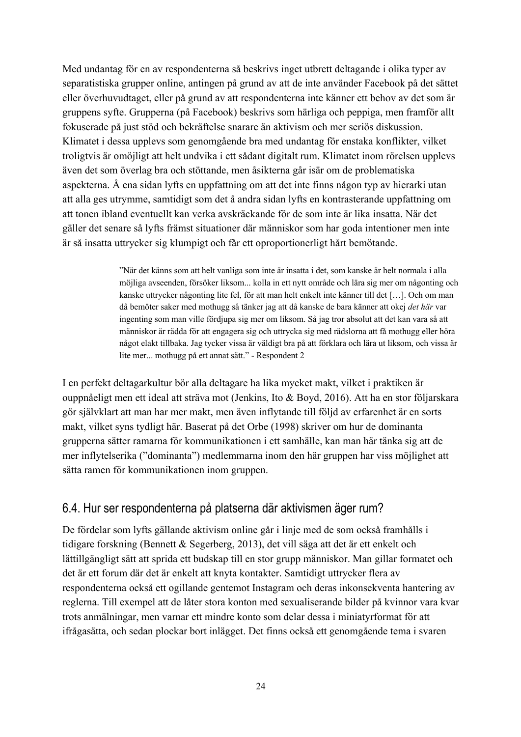Med undantag för en av respondenterna så beskrivs inget utbrett deltagande i olika typer av separatistiska grupper online, antingen på grund av att de inte använder Facebook på det sättet eller överhuvudtaget, eller på grund av att respondenterna inte känner ett behov av det som är gruppens syfte. Grupperna (på Facebook) beskrivs som härliga och peppiga, men framför allt fokuserade på just stöd och bekräftelse snarare än aktivism och mer seriös diskussion. Klimatet i dessa upplevs som genomgående bra med undantag för enstaka konflikter, vilket troligtvis är omöjligt att helt undvika i ett sådant digitalt rum. Klimatet inom rörelsen upplevs även det som överlag bra och stöttande, men åsikterna går isär om de problematiska aspekterna. Å ena sidan lyfts en uppfattning om att det inte finns någon typ av hierarki utan att alla ges utrymme, samtidigt som det å andra sidan lyfts en kontrasterande uppfattning om att tonen ibland eventuellt kan verka avskräckande för de som inte är lika insatta. När det gäller det senare så lyfts främst situationer där människor som har goda intentioner men inte är så insatta uttrycker sig klumpigt och får ett oproportionerligt hårt bemötande.

> ”När det känns som att helt vanliga som inte är insatta i det, som kanske är helt normala i alla möjliga avseenden, försöker liksom... kolla in ett nytt område och lära sig mer om någonting och kanske uttrycker någonting lite fel, för att man helt enkelt inte känner till det […]. Och om man då bemöter saker med mothugg så tänker jag att då kanske de bara känner att okej *det här* var ingenting som man ville fördjupa sig mer om liksom. Så jag tror absolut att det kan vara så att människor är rädda för att engagera sig och uttrycka sig med rädslorna att få mothugg eller höra något elakt tillbaka. Jag tycker vissa är väldigt bra på att förklara och lära ut liksom, och vissa är lite mer... mothugg på ett annat sätt.” - Respondent 2

I en perfekt deltagarkultur bör alla deltagare ha lika mycket makt, vilket i praktiken är ouppnåeligt men ett ideal att sträva mot (Jenkins, Ito & Boyd, 2016). Att ha en stor följarskara gör självklart att man har mer makt, men även inflytande till följd av erfarenhet är en sorts makt, vilket syns tydligt här. Baserat på det Orbe (1998) skriver om hur de dominanta grupperna sätter ramarna för kommunikationen i ett samhälle, kan man här tänka sig att de mer inflytelserika (”dominanta”) medlemmarna inom den här gruppen har viss möjlighet att sätta ramen för kommunikationen inom gruppen.

## 6.4. Hur ser respondenterna på platserna där aktivismen äger rum?

De fördelar som lyfts gällande aktivism online går i linje med de som också framhålls i tidigare forskning (Bennett & Segerberg, 2013), det vill säga att det är ett enkelt och lättillgängligt sätt att sprida ett budskap till en stor grupp människor. Man gillar formatet och det är ett forum där det är enkelt att knyta kontakter. Samtidigt uttrycker flera av respondenterna också ett ogillande gentemot Instagram och deras inkonsekventa hantering av reglerna. Till exempel att de låter stora konton med sexualiserande bilder på kvinnor vara kvar trots anmälningar, men varnar ett mindre konto som delar dessa i miniatyrformat för att ifrågasätta, och sedan plockar bort inlägget. Det finns också ett genomgående tema i svaren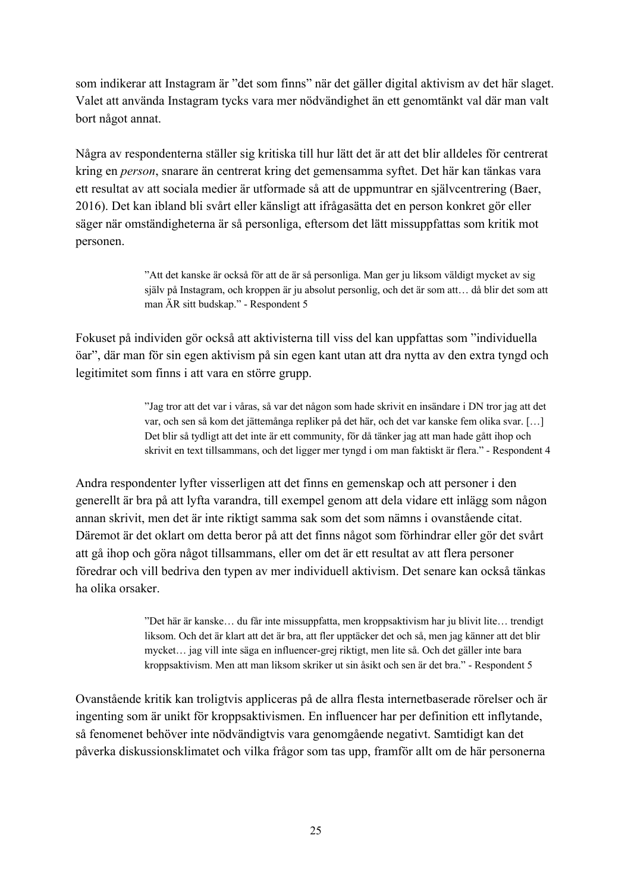som indikerar att Instagram är ”det som finns” när det gäller digital aktivism av det här slaget. Valet att använda Instagram tycks vara mer nödvändighet än ett genomtänkt val där man valt bort något annat.

Några av respondenterna ställer sig kritiska till hur lätt det är att det blir alldeles för centrerat kring en *person*, snarare än centrerat kring det gemensamma syftet. Det här kan tänkas vara ett resultat av att sociala medier är utformade så att de uppmuntrar en självcentrering (Baer, 2016). Det kan ibland bli svårt eller känsligt att ifrågasätta det en person konkret gör eller säger när omständigheterna är så personliga, eftersom det lätt missuppfattas som kritik mot personen.

> ”Att det kanske är också för att de är så personliga. Man ger ju liksom väldigt mycket av sig själv på Instagram, och kroppen är ju absolut personlig, och det är som att… då blir det som att man ÄR sitt budskap.” - Respondent 5

Fokuset på individen gör också att aktivisterna till viss del kan uppfattas som ”individuella öar”, där man för sin egen aktivism på sin egen kant utan att dra nytta av den extra tyngd och legitimitet som finns i att vara en större grupp.

> ”Jag tror att det var i våras, så var det någon som hade skrivit en insändare i DN tror jag att det var, och sen så kom det jättemånga repliker på det här, och det var kanske fem olika svar. […] Det blir så tydligt att det inte är ett community, för då tänker jag att man hade gått ihop och skrivit en text tillsammans, och det ligger mer tyngd i om man faktiskt är flera.” - Respondent 4

Andra respondenter lyfter visserligen att det finns en gemenskap och att personer i den generellt är bra på att lyfta varandra, till exempel genom att dela vidare ett inlägg som någon annan skrivit, men det är inte riktigt samma sak som det som nämns i ovanstående citat. Däremot är det oklart om detta beror på att det finns något som förhindrar eller gör det svårt att gå ihop och göra något tillsammans, eller om det är ett resultat av att flera personer föredrar och vill bedriva den typen av mer individuell aktivism. Det senare kan också tänkas ha olika orsaker.

> ”Det här är kanske… du får inte missuppfatta, men kroppsaktivism har ju blivit lite… trendigt liksom. Och det är klart att det är bra, att fler upptäcker det och så, men jag känner att det blir mycket… jag vill inte säga en influencer-grej riktigt, men lite så. Och det gäller inte bara kroppsaktivism. Men att man liksom skriker ut sin åsikt och sen är det bra.” - Respondent 5

Ovanstående kritik kan troligtvis appliceras på de allra flesta internetbaserade rörelser och är ingenting som är unikt för kroppsaktivismen. En influencer har per definition ett inflytande, så fenomenet behöver inte nödvändigtvis vara genomgående negativt. Samtidigt kan det påverka diskussionsklimatet och vilka frågor som tas upp, framför allt om de här personerna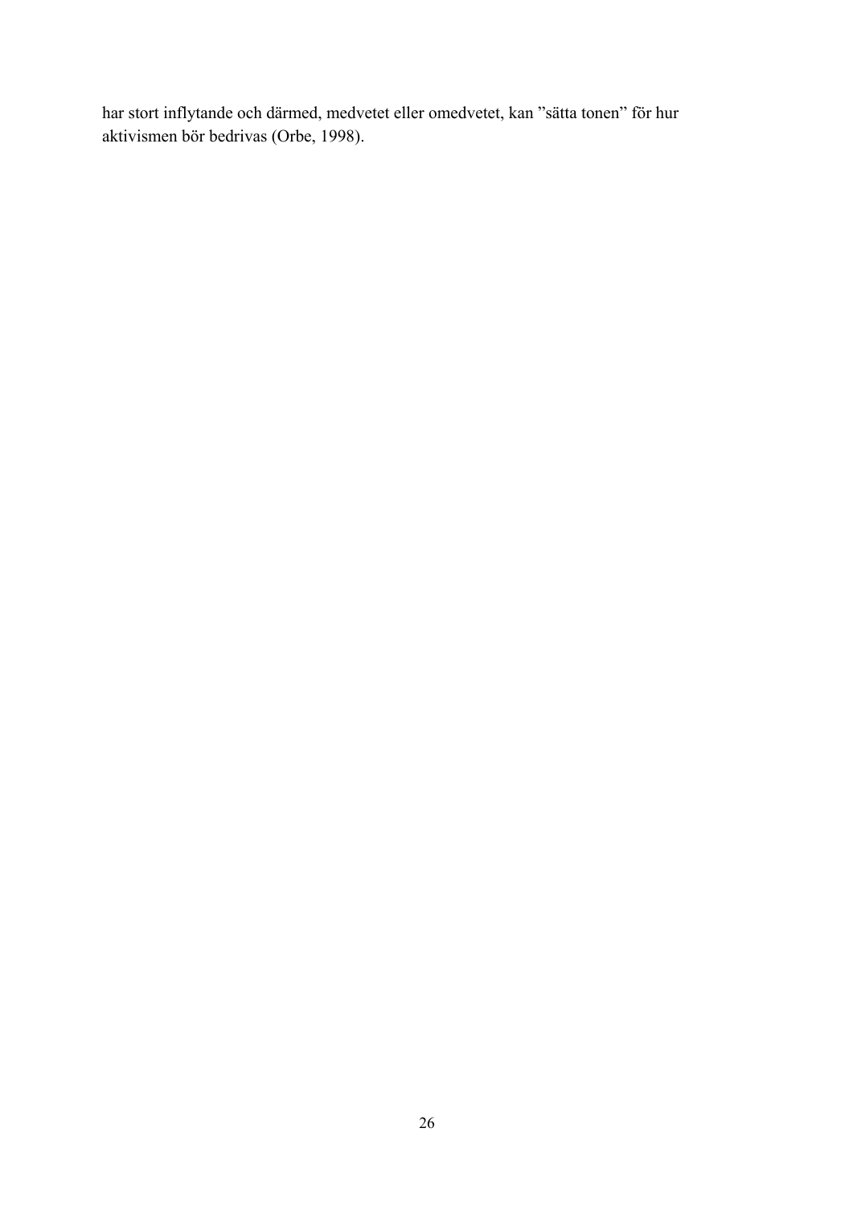har stort inflytande och därmed, medvetet eller omedvetet, kan ”sätta tonen” för hur aktivismen bör bedrivas (Orbe, 1998).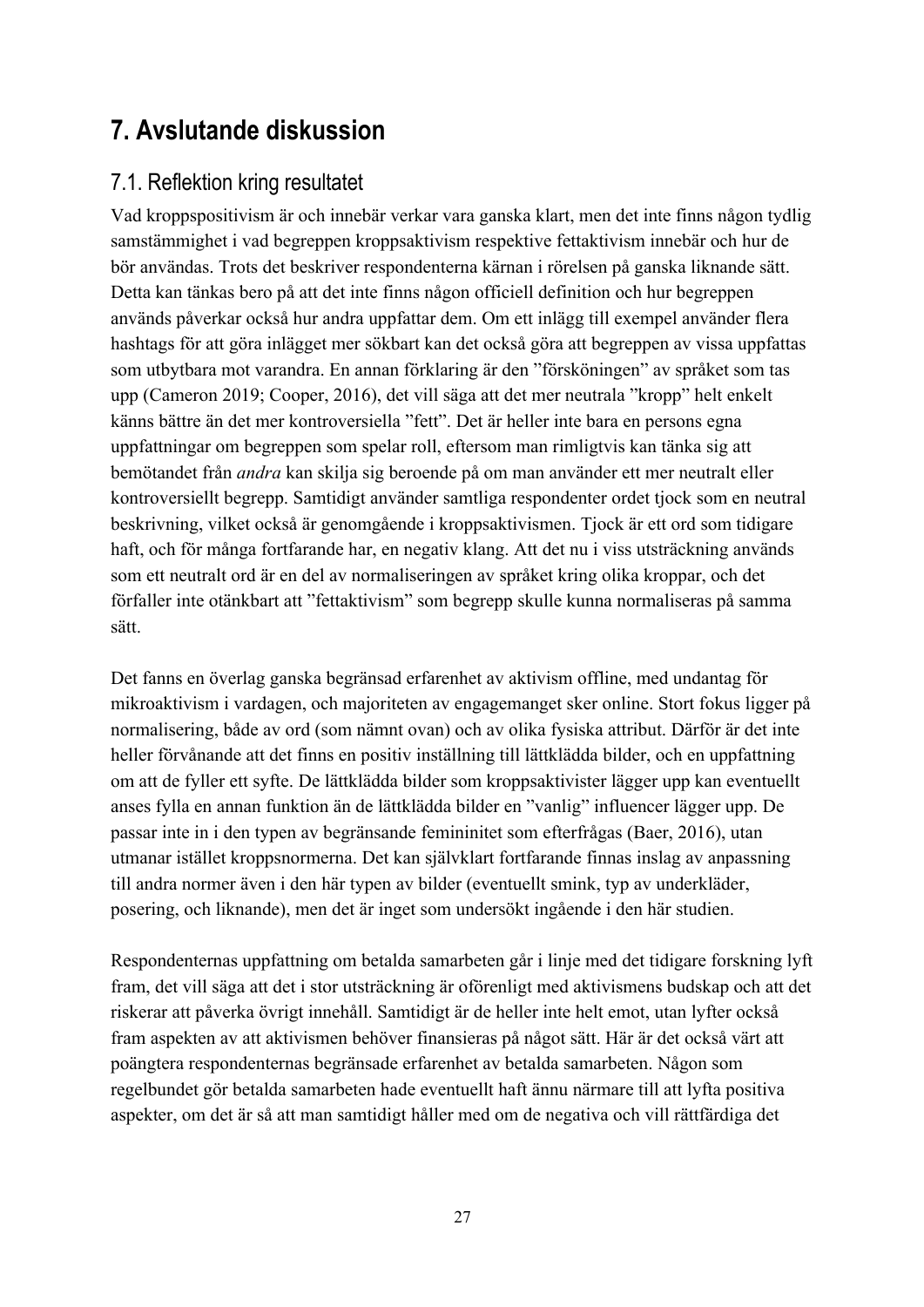# 7. Avslutande diskussion

## 7.1. Reflektion kring resultatet

Vad kroppspositivism är och innebär verkar vara ganska klart, men det inte finns någon tydlig samstämmighet i vad begreppen kroppsaktivism respektive fettaktivism innebär och hur de bör användas. Trots det beskriver respondenterna kärnan i rörelsen på ganska liknande sätt. Detta kan tänkas bero på att det inte finns någon officiell definition och hur begreppen används påverkar också hur andra uppfattar dem. Om ett inlägg till exempel använder flera hashtags för att göra inlägget mer sökbart kan det också göra att begreppen av vissa uppfattas som utbytbara mot varandra. En annan förklaring är den "försköningen" av språket som tas upp (Cameron 2019; Cooper, 2016), det vill säga att det mer neutrala "kropp" helt enkelt känns bättre än det mer kontroversiella "fett". Det är heller inte bara en persons egna uppfattningar om begreppen som spelar roll, eftersom man rimligtvis kan tänka sig att bemötandet från *andra* kan skilja sig beroende på om man använder ett mer neutralt eller kontroversiellt begrepp. Samtidigt använder samtliga respondenter ordet tjock som en neutral beskrivning, vilket också är genomgående i kroppsaktivismen. Tjock är ett ord som tidigare haft, och för många fortfarande har, en negativ klang. Att det nu i viss utsträckning används som ett neutralt ord är en del av normaliseringen av språket kring olika kroppar, och det förfaller inte otänkbart att "fettaktivism" som begrepp skulle kunna normaliseras på samma sätt.

Det fanns en överlag ganska begränsad erfarenhet av aktivism offline, med undantag för mikroaktivism i vardagen, och majoriteten av engagemanget sker online. Stort fokus ligger på normalisering, både av ord (som nämnt ovan) och av olika fysiska attribut. Därför är det inte heller förvånande att det finns en positiv inställning till lättklädda bilder, och en uppfattning om att de fyller ett syfte. De lättklädda bilder som kroppsaktivister lägger upp kan eventuellt anses fylla en annan funktion än de lättklädda bilder en "vanlig" influencer lägger upp. De passar inte in i den typen av begränsande femininitet som efterfrågas (Baer, 2016), utan utmanar istället kroppsnormerna. Det kan självklart fortfarande finnas inslag av anpassning till andra normer även i den här typen av bilder (eventuellt smink, typ av underkläder, posering, och liknande), men det är inget som undersökt ingående i den här studien.

Respondenternas uppfattning om betalda samarbeten går i linje med det tidigare forskning lyft fram, det vill säga att det i stor utsträckning är oförenligt med aktivismens budskap och att det riskerar att påverka övrigt innehåll. Samtidigt är de heller inte helt emot, utan lyfter också fram aspekten av att aktivismen behöver finansieras på något sätt. Här är det också värt att poängtera respondenternas begränsade erfarenhet av betalda samarbeten. Någon som regelbundet gör betalda samarbeten hade eventuellt haft ännu närmare till att lyfta positiva aspekter, om det är så att man samtidigt håller med om de negativa och vill rättfärdiga det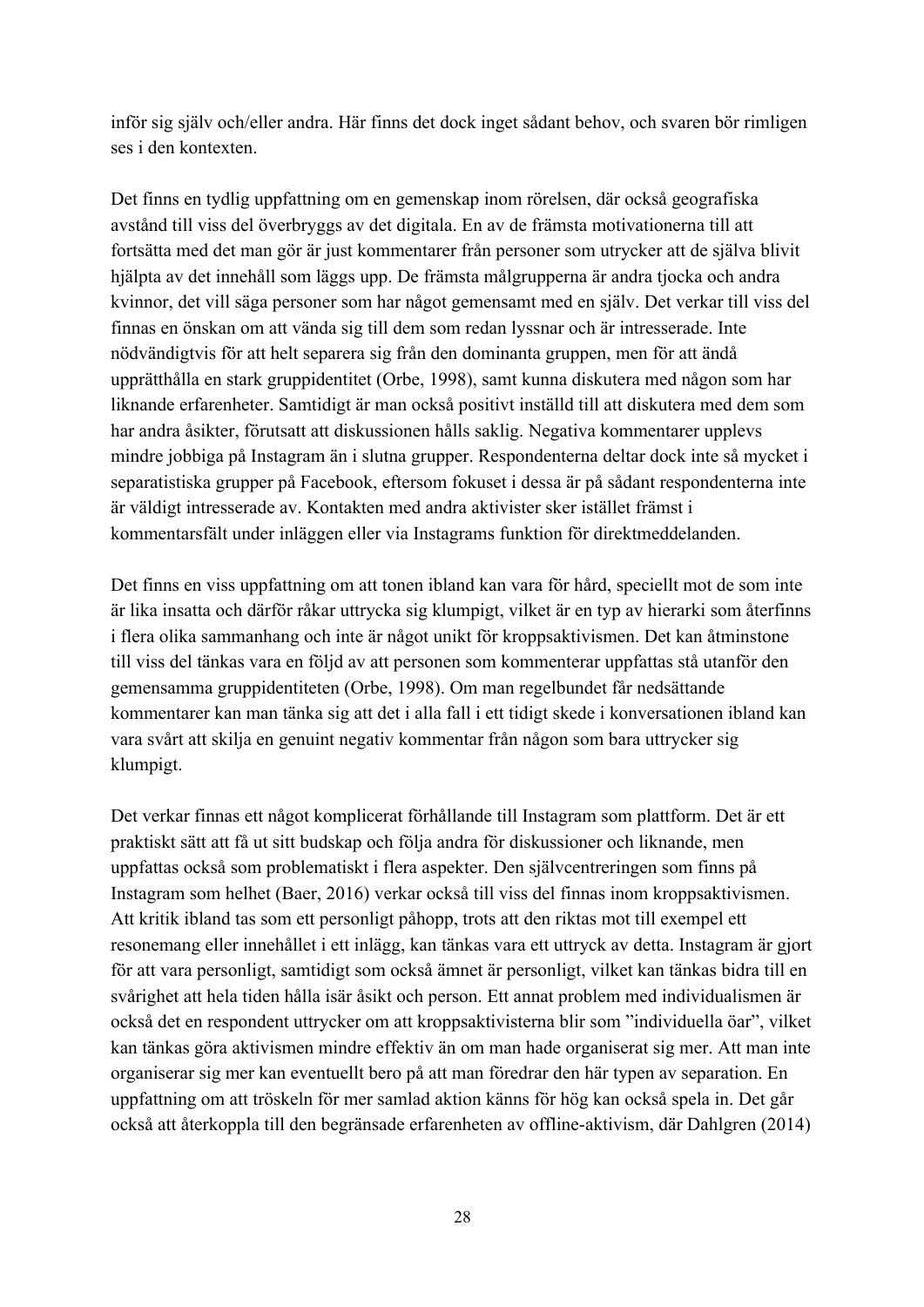inför sig själv och/eller andra. Här finns det dock inget sådant behov, och svaren bör rimligen ses i den kontexten.

Det finns en tydlig uppfattning om en gemenskap inom rörelsen, där också geografiska avstånd till viss del överbryggs av det digitala. En av de främsta motivationerna till att fortsätta med det man gör är just kommentarer från personer som utrycker att de själva blivit hjälpta av det innehåll som läggs upp. De främsta målgrupperna är andra tjocka och andra kvinnor, det vill säga personer som har något gemensamt med en själv. Det verkar till viss del finnas en önskan om att vända sig till dem som redan lyssnar och är intresserade. Inte nödvändigtvis för att helt separera sig från den dominanta gruppen, men för att ändå upprätthålla en stark gruppidentitet (Orbe, 1998), samt kunna diskutera med någon som har liknande erfarenheter. Samtidigt är man också positivt inställd till att diskutera med dem som har andra åsikter, förutsatt att diskussionen hålls saklig. Negativa kommentarer upplevs mindre jobbiga på Instagram än i slutna grupper. Respondenterna deltar dock inte så mycket i separatistiska grupper på Facebook, eftersom fokuset i dessa är på sådant respondenterna inte är väldigt intresserade av. Kontakten med andra aktivister sker istället främst i kommentarsfält under inläggen eller via Instagrams funktion för direktmeddelanden.

Det finns en viss uppfattning om att tonen ibland kan vara för hård, speciellt mot de som inte är lika insatta och därför råkar uttrycka sig klumpigt, vilket är en typ av hierarki som återfinns i flera olika sammanhang och inte är något unikt för kroppsaktivismen. Det kan åtminstone till viss del tänkas vara en följd av att personen som kommenterar uppfattas stå utanför den gemensamma gruppidentiteten (Orbe, 1998). Om man regelbundet får nedsättande kommentarer kan man tänka sig att det i alla fall i ett tidigt skede i konversationen ibland kan vara svårt att skilja en genuint negativ kommentar från någon som bara uttrycker sig klumpigt.

Det verkar finnas ett något komplicerat förhållande till Instagram som plattform. Det är ett praktiskt sätt att få ut sitt budskap och följa andra för diskussioner och liknande, men uppfattas också som problematiskt i flera aspekter. Den självcentreringen som finns på Instagram som helhet (Baer, 2016) verkar också till viss del finnas inom kroppsaktivismen. Att kritik ibland tas som ett personligt påhopp, trots att den riktas mot till exempel ett resonemang eller innehållet i ett inlägg, kan tänkas vara ett uttryck av detta. Instagram är gjort för att vara personligt, samtidigt som också ämnet är personligt, vilket kan tänkas bidra till en svårighet att hela tiden hålla isär åsikt och person. Ett annat problem med individualismen är också det en respondent uttrycker om att kroppsaktivisterna blir som ”individuella öar”, vilket kan tänkas göra aktivismen mindre effektiv än om man hade organiserat sig mer. Att man inte organiserar sig mer kan eventuellt bero på att man föredrar den här typen av separation. En uppfattning om att tröskeln för mer samlad aktion känns för hög kan också spela in. Det går också att återkoppla till den begränsade erfarenheten av offline-aktivism, där Dahlgren (2014)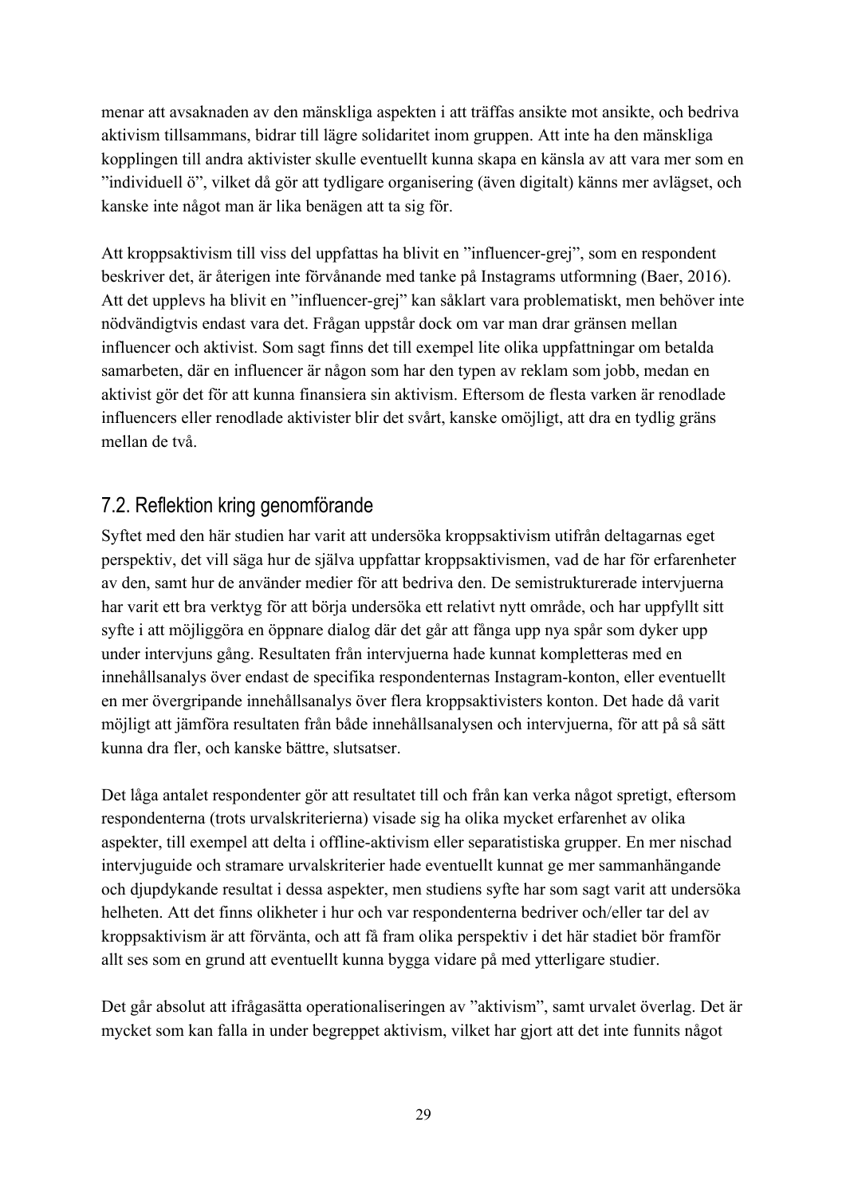menar att avsaknaden av den mänskliga aspekten i att träffas ansikte mot ansikte, och bedriva aktivism tillsammans, bidrar till lägre solidaritet inom gruppen. Att inte ha den mänskliga kopplingen till andra aktivister skulle eventuellt kunna skapa en känsla av att vara mer som en ”individuell ö”, vilket då gör att tydligare organisering (även digitalt) känns mer avlägset, och kanske inte något man är lika benägen att ta sig för.

Att kroppsaktivism till viss del uppfattas ha blivit en ”influencer-grej”, som en respondent beskriver det, är återigen inte förvånande med tanke på Instagrams utformning (Baer, 2016). Att det upplevs ha blivit en ”influencer-grej” kan såklart vara problematiskt, men behöver inte nödvändigtvis endast vara det. Frågan uppstår dock om var man drar gränsen mellan influencer och aktivist. Som sagt finns det till exempel lite olika uppfattningar om betalda samarbeten, där en influencer är någon som har den typen av reklam som jobb, medan en aktivist gör det för att kunna finansiera sin aktivism. Eftersom de flesta varken är renodlade influencers eller renodlade aktivister blir det svårt, kanske omöjligt, att dra en tydlig gräns mellan de två.

## 7.2. Reflektion kring genomförande

Syftet med den här studien har varit att undersöka kroppsaktivism utifrån deltagarnas eget perspektiv, det vill säga hur de själva uppfattar kroppsaktivismen, vad de har för erfarenheter av den, samt hur de använder medier för att bedriva den. De semistrukturerade intervjuerna har varit ett bra verktyg för att börja undersöka ett relativt nytt område, och har uppfyllt sitt syfte i att möjliggöra en öppnare dialog där det går att fånga upp nya spår som dyker upp under intervjuns gång. Resultaten från intervjuerna hade kunnat kompletteras med en innehållsanalys över endast de specifika respondenternas Instagram-konton, eller eventuellt en mer övergripande innehållsanalys över flera kroppsaktivisters konton. Det hade då varit möjligt att jämföra resultaten från både innehållsanalysen och intervjuerna, för att på så sätt kunna dra fler, och kanske bättre, slutsatser.

Det låga antalet respondenter gör att resultatet till och från kan verka något spretigt, eftersom respondenterna (trots urvalskriterierna) visade sig ha olika mycket erfarenhet av olika aspekter, till exempel att delta i offline-aktivism eller separatistiska grupper. En mer nischad intervjuguide och stramare urvalskriterier hade eventuellt kunnat ge mer sammanhängande och djupdykande resultat i dessa aspekter, men studiens syfte har som sagt varit att undersöka helheten. Att det finns olikheter i hur och var respondenterna bedriver och/eller tar del av kroppsaktivism är att förvänta, och att få fram olika perspektiv i det här stadiet bör framför allt ses som en grund att eventuellt kunna bygga vidare på med ytterligare studier.

Det går absolut att ifrågasätta operationaliseringen av ”aktivism”, samt urvalet överlag. Det är mycket som kan falla in under begreppet aktivism, vilket har gjort att det inte funnits något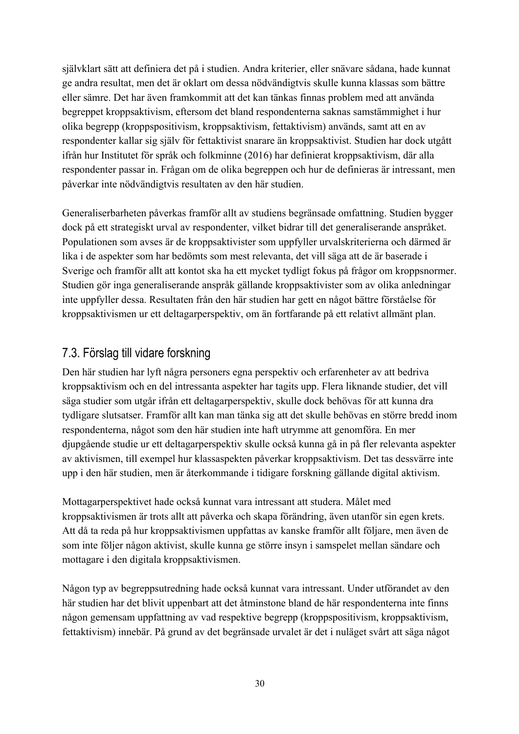självklart sätt att definiera det på i studien. Andra kriterier, eller snävare sådana, hade kunnat ge andra resultat, men det är oklart om dessa nödvändigtvis skulle kunna klassas som bättre eller sämre. Det har även framkommit att det kan tänkas finnas problem med att använda begreppet kroppsaktivism, eftersom det bland respondenterna saknas samstämmighet i hur olika begrepp (kroppspositivism, kroppsaktivism, fettaktivism) används, samt att en av respondenter kallar sig själv för fettaktivist snarare än kroppsaktivist. Studien har dock utgått ifrån hur Institutet för språk och folkminne (2016) har definierat kroppsaktivism, där alla respondenter passar in. Frågan om de olika begreppen och hur de definieras är intressant, men påverkar inte nödvändigtvis resultaten av den här studien.

Generaliserbarheten påverkas framför allt av studiens begränsade omfattning. Studien bygger dock på ett strategiskt urval av respondenter, vilket bidrar till det generaliserande anspråket. Populationen som avses är de kroppsaktivister som uppfyller urvalskriterierna och därmed är lika i de aspekter som har bedömts som mest relevanta, det vill säga att de är baserade i Sverige och framför allt att kontot ska ha ett mycket tydligt fokus på frågor om kroppsnormer. Studien gör inga generaliserande anspråk gällande kroppsaktivister som av olika anledningar inte uppfyller dessa. Resultaten från den här studien har gett en något bättre förståelse för kroppsaktivismen ur ett deltagarperspektiv, om än fortfarande på ett relativt allmänt plan.

## 7.3. Förslag till vidare forskning

Den här studien har lyft några personers egna perspektiv och erfarenheter av att bedriva kroppsaktivism och en del intressanta aspekter har tagits upp. Flera liknande studier, det vill säga studier som utgår ifrån ett deltagarperspektiv, skulle dock behövas för att kunna dra tydligare slutsatser. Framför allt kan man tänka sig att det skulle behövas en större bredd inom respondenterna, något som den här studien inte haft utrymme att genomföra. En mer djupgående studie ur ett deltagarperspektiv skulle också kunna gå in på fler relevanta aspekter av aktivismen, till exempel hur klassaspekten påverkar kroppsaktivism. Det tas dessvärre inte upp i den här studien, men är återkommande i tidigare forskning gällande digital aktivism.

Mottagarperspektivet hade också kunnat vara intressant att studera. Målet med kroppsaktivismen är trots allt att påverka och skapa förändring, även utanför sin egen krets. Att då ta reda på hur kroppsaktivismen uppfattas av kanske framför allt följare, men även de som inte följer någon aktivist, skulle kunna ge större insyn i samspelet mellan sändare och mottagare i den digitala kroppsaktivismen.

Någon typ av begreppsutredning hade också kunnat vara intressant. Under utförandet av den här studien har det blivit uppenbart att det åtminstone bland de här respondenterna inte finns någon gemensam uppfattning av vad respektive begrepp (kroppspositivism, kroppsaktivism, fettaktivism) innebär. På grund av det begränsade urvalet är det i nuläget svårt att säga något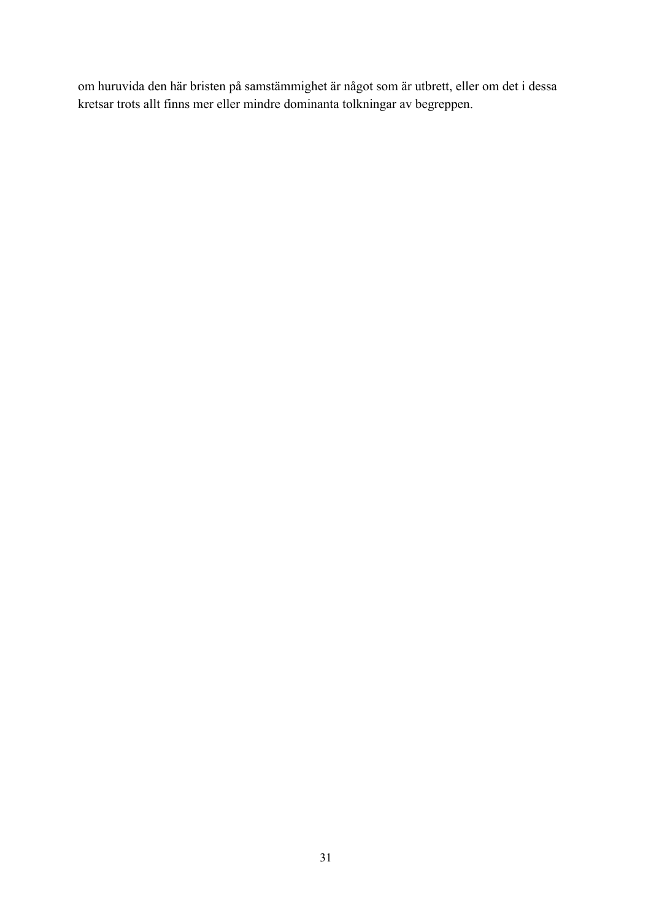om huruvida den här bristen på samstämmighet är något som är utbrett, eller om det i dessa kretsar trots allt finns mer eller mindre dominanta tolkningar av begreppen.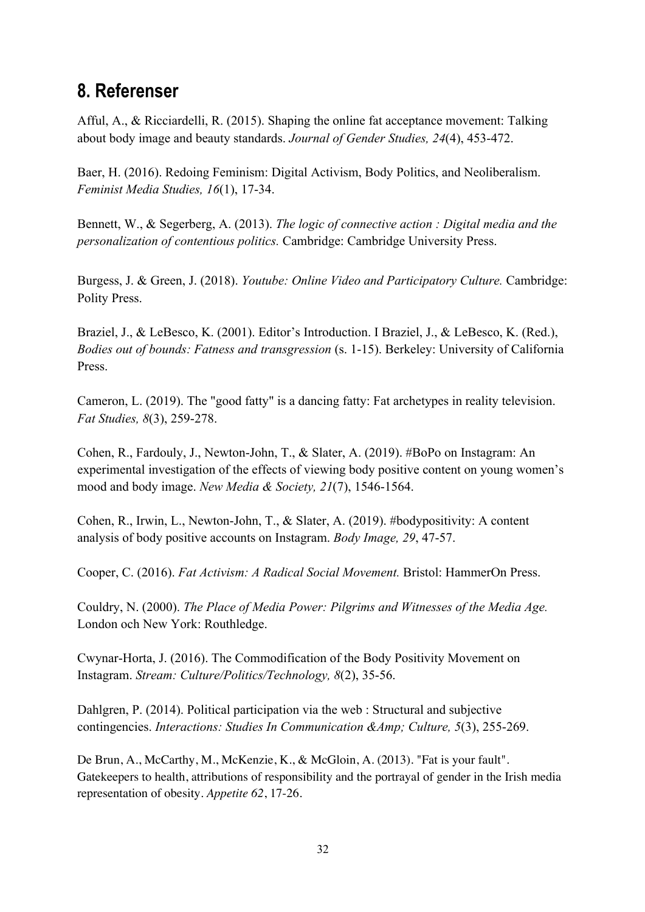## 8. Referenser

Afful, A., & Ricciardelli, R. (2015). Shaping the online fat acceptance movement: Talking about body image and beauty standards. *Journal of Gender Studies, 24*(4), 453-472.

Baer, H. (2016). Redoing Feminism: Digital Activism, Body Politics, and Neoliberalism. *Feminist Media Studies, 16*(1), 17-34.

Bennett, W., & Segerberg, A. (2013). *The logic of connective action : Digital media and the personalization of contentious politics.* Cambridge: Cambridge University Press.

Burgess, J. & Green, J. (2018). *Youtube: Online Video and Participatory Culture.* Cambridge: Polity Press.

Braziel, J., & LeBesco, K. (2001). Editor's Introduction. I Braziel, J., & LeBesco, K. (Red.), *Bodies out of bounds: Fatness and transgression* (s. 1-15). Berkeley: University of California Press.

Cameron, L. (2019). The "good fatty" is a dancing fatty: Fat archetypes in reality television. *Fat Studies, 8*(3), 259-278.

Cohen, R., Fardouly, J., Newton-John, T., & Slater, A. (2019). #BoPo on Instagram: An experimental investigation of the effects of viewing body positive content on young women's mood and body image. *New Media & Society, 21*(7), 1546-1564.

Cohen, R., Irwin, L., Newton-John, T., & Slater, A. (2019). #bodypositivity: A content analysis of body positive accounts on Instagram. *Body Image, 29*, 47-57.

Cooper, C. (2016). *Fat Activism: A Radical Social Movement.* Bristol: HammerOn Press.

Couldry, N. (2000). *The Place of Media Power: Pilgrims and Witnesses of the Media Age.* London och New York: Routhledge.

Cwynar-Horta, J. (2016). The Commodification of the Body Positivity Movement on Instagram. *Stream: Culture/Politics/Technology, 8*(2), 35-56.

Dahlgren, P. (2014). Political participation via the web : Structural and subjective contingencies. *Interactions: Studies In Communication &Amp; Culture, 5*(3), 255-269.

De Brun, A., McCarthy, M., McKenzie, K., & McGloin, A. (2013). "Fat is your fault". Gatekeepers to health, attributions of responsibility and the portrayal of gender in the Irish media representation of obesity. *Appetite 62*, 17-26.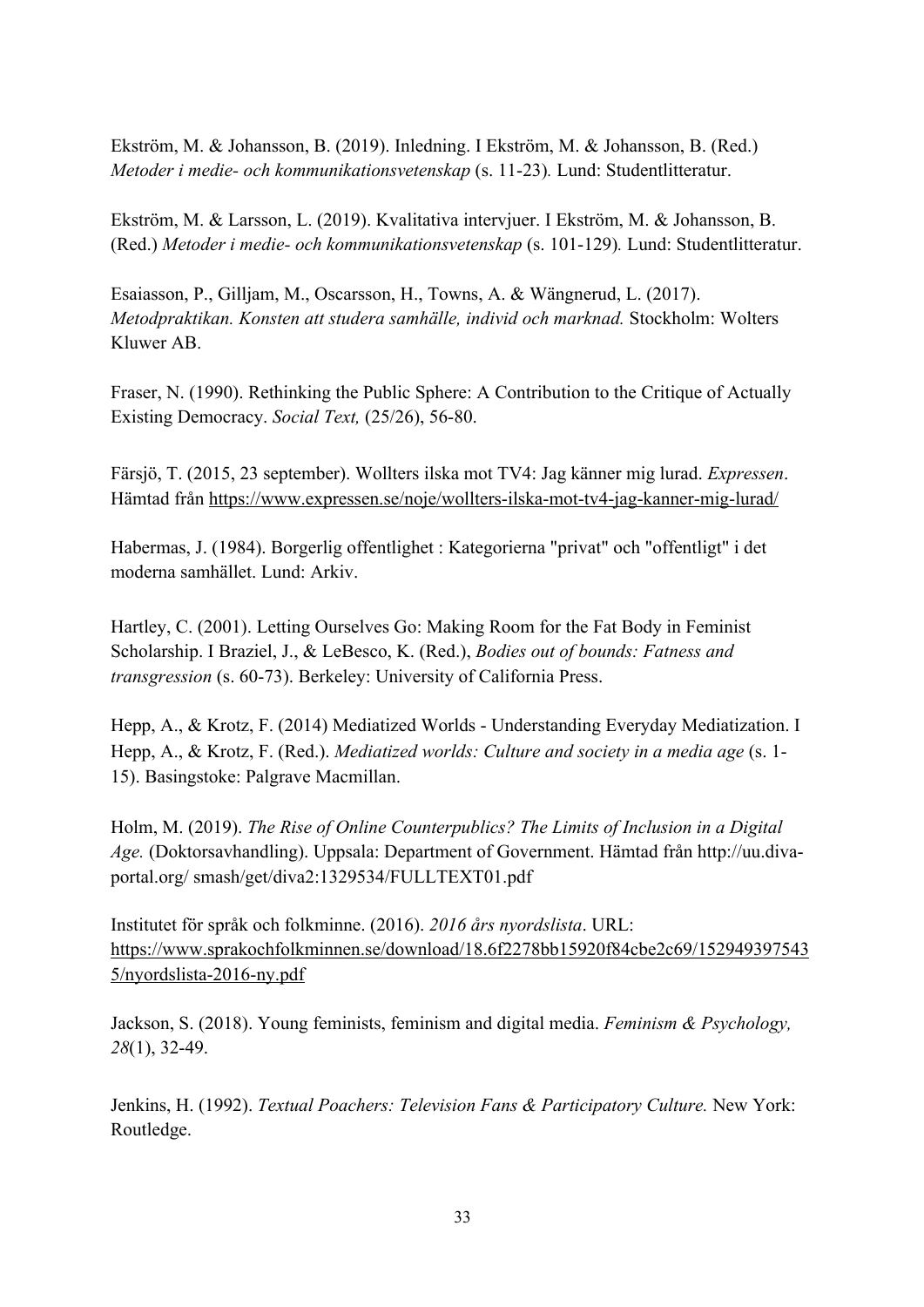Ekström, M. & Johansson, B. (2019). Inledning. I Ekström, M. & Johansson, B. (Red.) *Metoder i medie- och kommunikationsvetenskap* (s. 11-23). Lund: Studentlitteratur.

Ekström, M. & Larsson, L. (2019). Kvalitativa intervjuer. I Ekström, M. & Johansson, B. (Red.) *Metoder i medie- och kommunikationsvetenskap* (s. 101-129). Lund: Studentlitteratur.

Esaiasson, P., Gilljam, M., Oscarsson, H., Towns, A. & Wängnerud, L. (2017). *Metodpraktikan. Konsten att studera samhälle, individ och marknad.* Stockholm: Wolters Kluwer AB.

Fraser, N. (1990). Rethinking the Public Sphere: A Contribution to the Critique of Actually Existing Democracy. *Social Text,* (25/26), 56-80.

Färsjö, T. (2015, 23 september). Wollters ilska mot TV4: Jag känner mig lurad. *Expressen*. Hämtad från https://www.expressen.se/noje/wollters-ilska-mot-tv4-jag-kanner-mig-lurad/

Habermas, J. (1984). Borgerlig offentlighet : Kategorierna "privat" och "offentligt" i det moderna samhället. Lund: Arkiv.

Hartley, C. (2001). Letting Ourselves Go: Making Room for the Fat Body in Feminist Scholarship. I Braziel, J., & LeBesco, K. (Red.), *Bodies out of bounds: Fatness and transgression* (s. 60-73). Berkeley: University of California Press.

Hepp, A., & Krotz, F. (2014) Mediatized Worlds - Understanding Everyday Mediatization. I Hepp, A., & Krotz, F. (Red.). *Mediatized worlds: Culture and society in a media age* (s. 1-15). Basingstoke: Palgrave Macmillan.

Holm, M. (2019). *The Rise of Online Counterpublics? The Limits of Inclusion in a Digital Age.* (Doktorsavhandling). Uppsala: Department of Government. Hämtad från http://uu.diva-portal.org/ smash/get/diva2:1329534/FULLTEXT01.pdf

Institutet för språk och folkminne. (2016). *2016 års nyordslista*. URL: https://www.sprakochfolkminnen.se/download/18.6f2278bb15920f84cbe2c69/1529493975435/nyordslista-2016-ny.pdf

Jackson, S. (2018). Young feminists, feminism and digital media. *Feminism & Psychology, 28*(1), 32-49.

Jenkins, H. (1992). *Textual Poachers: Television Fans & Participatory Culture.* New York: Routledge.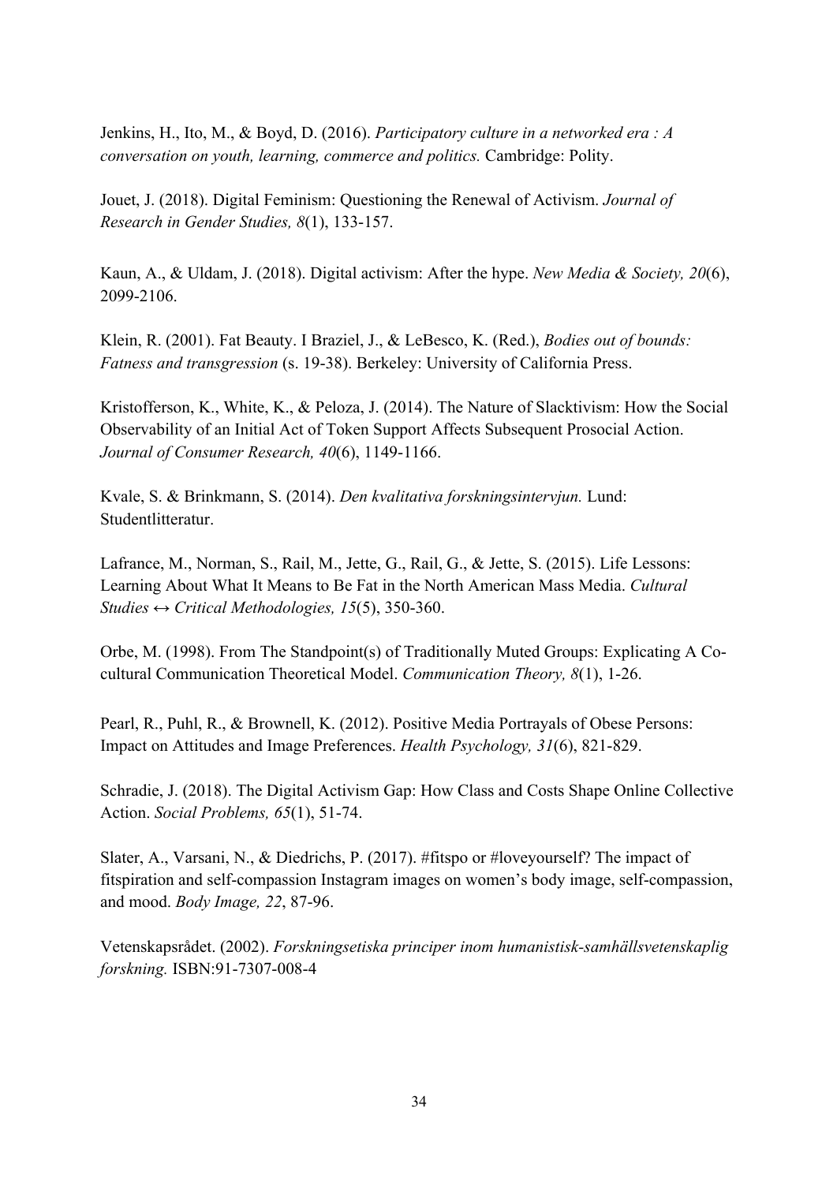Jenkins, H., Ito, M., & Boyd, D. (2016). *Participatory culture in a networked era : A conversation on youth, learning, commerce and politics.* Cambridge: Polity.

Jouet, J. (2018). Digital Feminism: Questioning the Renewal of Activism. *Journal of Research in Gender Studies, 8*(1), 133-157.

Kaun, A., & Uldam, J. (2018). Digital activism: After the hype. *New Media & Society, 20*(6), 2099-2106.

Klein, R. (2001). Fat Beauty. I Braziel, J., & LeBesco, K. (Red.), *Bodies out of bounds: Fatness and transgression* (s. 19-38). Berkeley: University of California Press.

Kristofferson, K., White, K., & Peloza, J. (2014). The Nature of Slacktivism: How the Social Observability of an Initial Act of Token Support Affects Subsequent Prosocial Action. *Journal of Consumer Research, 40*(6), 1149-1166.

Kvale, S. & Brinkmann, S. (2014). *Den kvalitativa forskningsintervjun.* Lund: Studentlitteratur.

Lafrance, M., Norman, S., Rail, M., Jette, G., Rail, G., & Jette, S. (2015). Life Lessons: Learning About What It Means to Be Fat in the North American Mass Media. *Cultural Studies ↔ Critical Methodologies, 15*(5), 350-360.

Orbe, M. (1998). From The Standpoint(s) of Traditionally Muted Groups: Explicating A Co-cultural Communication Theoretical Model. *Communication Theory, 8*(1), 1-26.

Pearl, R., Puhl, R., & Brownell, K. (2012). Positive Media Portrayals of Obese Persons: Impact on Attitudes and Image Preferences. *Health Psychology, 31*(6), 821-829.

Schradie, J. (2018). The Digital Activism Gap: How Class and Costs Shape Online Collective Action. *Social Problems, 65*(1), 51-74.

Slater, A., Varsani, N., & Diedrichs, P. (2017). #fitspo or #loveyourself? The impact of fitspiration and self-compassion Instagram images on women's body image, self-compassion, and mood. *Body Image, 22*, 87-96.

Vetenskapsrådet. (2002). *Forskningsetiska principer inom humanistisk-samhällsvetenskaplig forskning.* ISBN:91-7307-008-4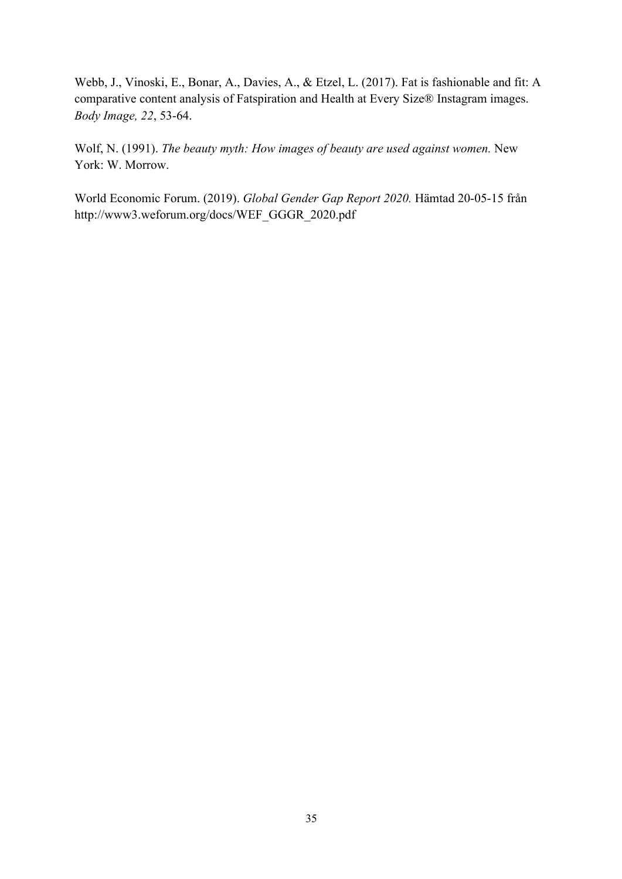Webb, J., Vinoski, E., Bonar, A., Davies, A., & Etzel, L. (2017). Fat is fashionable and fit: A comparative content analysis of Fatspiration and Health at Every Size® Instagram images. *Body Image, 22*, 53-64.

Wolf, N. (1991). *The beauty myth: How images of beauty are used against women.* New York: W. Morrow.

World Economic Forum. (2019). *Global Gender Gap Report 2020.* Hämtad 20-05-15 från http://www3.weforum.org/docs/WEF_GGGR_2020.pdf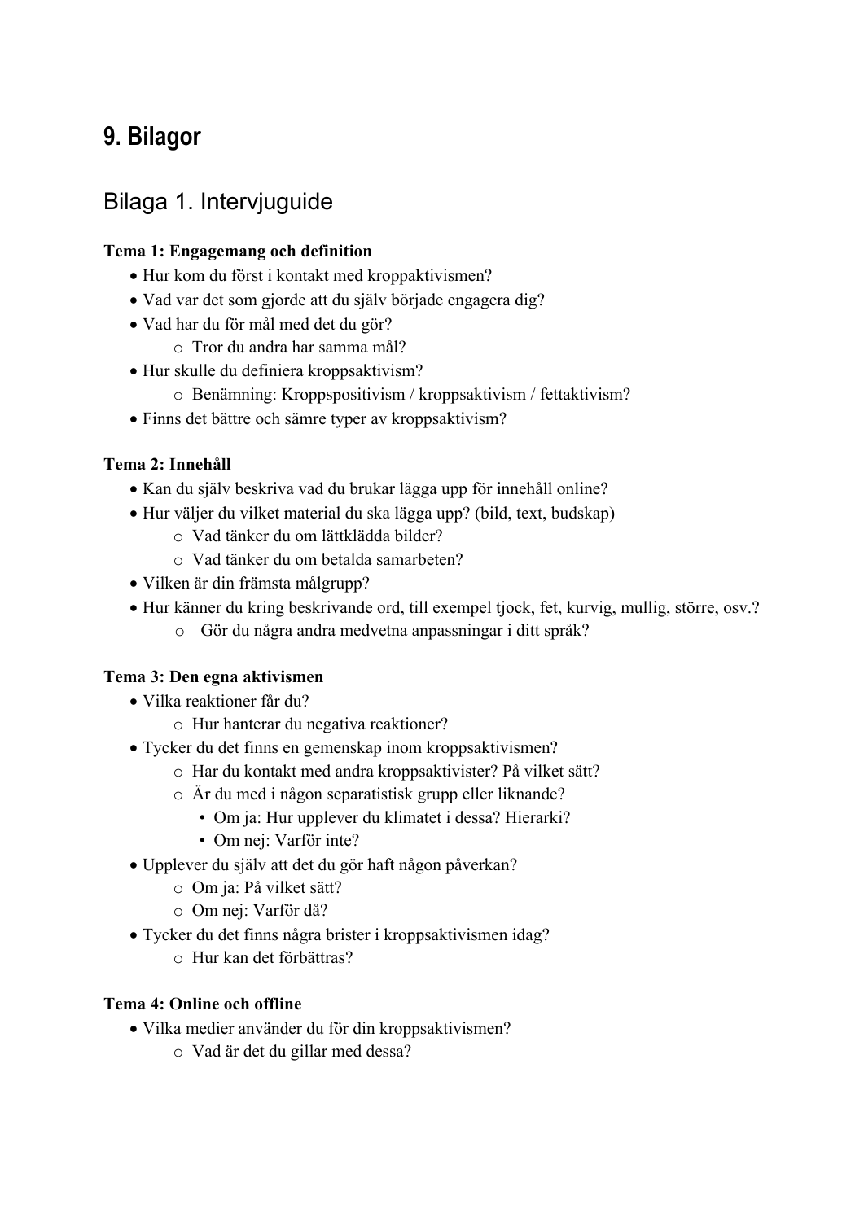# 9. Bilagor

## Bilaga 1. Intervjuguide

**Tema 1: Engagemang och definition**

- Hur kom du först i kontakt med kroppaktivismen?
- Vad var det som gjorde att du själv började engagera dig?
- Vad har du för mål med det du gör?
  - Tror du andra har samma mål?
- Hur skulle du definiera kroppsaktivism?
  - Benämning: Kroppspositivism / kroppsaktivism / fettaktivism?
- Finns det bättre och sämre typer av kroppsaktivism?

**Tema 2: Innehåll**

- Kan du själv beskriva vad du brukar lägga upp för innehåll online?
- Hur väljer du vilket material du ska lägga upp? (bild, text, budskap)
  - Vad tänker du om lättklädda bilder?
  - Vad tänker du om betalda samarbeten?
- Vilken är din främsta målgrupp?
- Hur känner du kring beskrivande ord, till exempel tjock, fet, kurvig, mullig, större, osv.?
  - Gör du några andra medvetna anpassningar i ditt språk?

**Tema 3: Den egna aktivismen**

- Vilka reaktioner får du?
  - Hur hanterar du negativa reaktioner?
- Tycker du det finns en gemenskap inom kroppsaktivismen?
  - Har du kontakt med andra kroppsaktivister? På vilket sätt?
  - Är du med i någon separatistisk grupp eller liknande?
    - Om ja: Hur upplever du klimatet i dessa? Hierarki?
    - Om nej: Varför inte?
- Upplever du själv att det du gör haft någon påverkan?
  - Om ja: På vilket sätt?
  - Om nej: Varför då?
- Tycker du det finns några brister i kroppsaktivismen idag?
  - Hur kan det förbättras?

**Tema 4: Online och offline**

- Vilka medier använder du för din kroppsaktivismen?
  - Vad är det du gillar med dessa?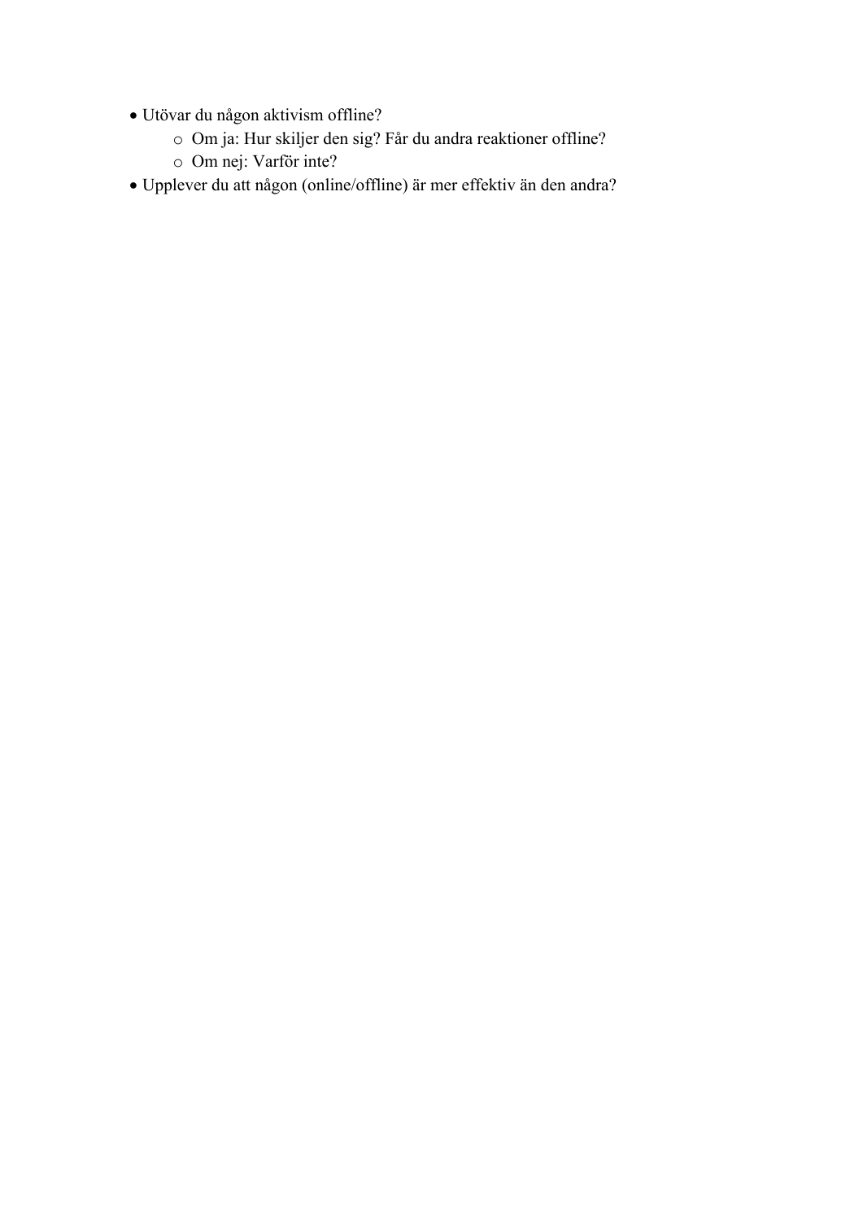- Utövar du någon aktivism offline?
  - Om ja: Hur skiljer den sig? Får du andra reaktioner offline?
  - Om nej: Varför inte?
- Upplever du att någon (online/offline) är mer effektiv än den andra?